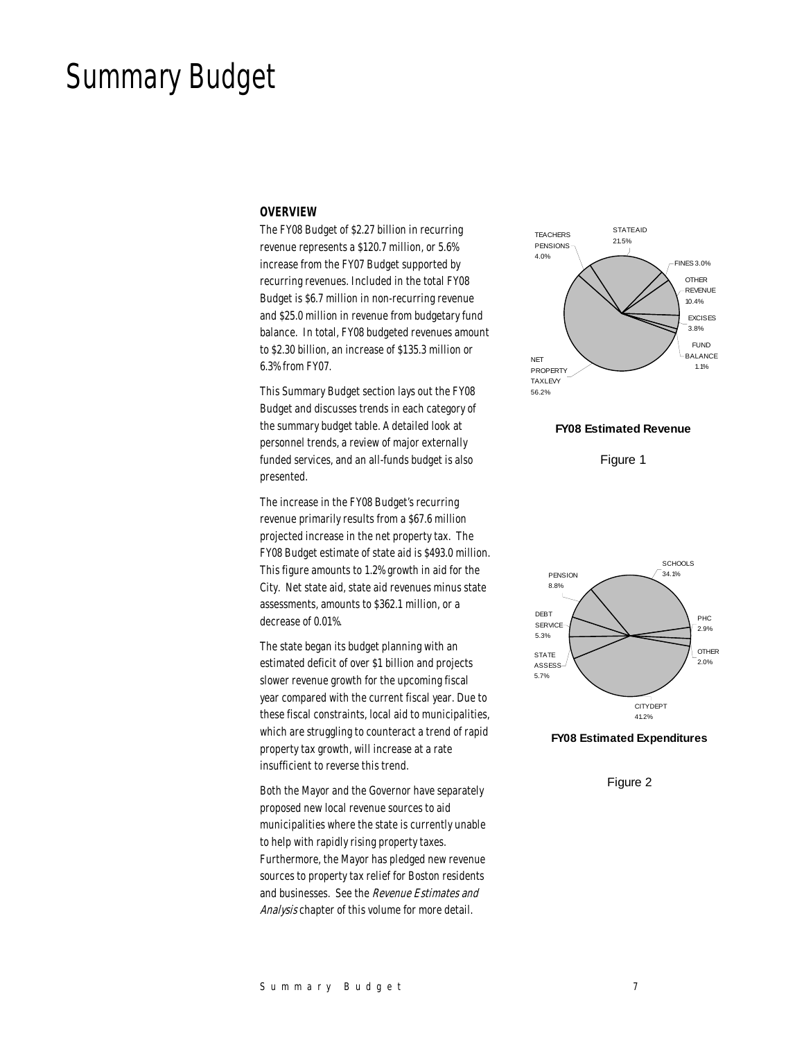# Summary Budget

### OVERVIEW

The FY08 Budget of $2.27 billion in recurring revenue represents a $120.7 million, or 5.6% increase from the FY07 Budget supported by recurring revenues. Included in the total FY08 Budget is $6.7 million in non-recurring revenue and $25.0 million in revenue from budgetary fund balance. In total, FY08 budgeted revenues amount to $2.30 billion, an increase of $135.3 million or 6.3% from FY07.

This Summary Budget section lays out the FY08 Budget and discusses trends in each category of the summary budget table. A detailed look at personnel trends, a review of major externally funded services, and an all-funds budget is also presented.

The increase in the FY08 Budget's recurring revenue primarily results from a $67.6 million projected increase in the net property tax. The FY08 Budget estimate of state aid is $493.0 million. This figure amounts to 1.2% growth in aid for the City. Net state aid, state aid revenues minus state assessments, amounts to $362.1 million, or a decrease of 0.01%.

The state began its budget planning with an estimated deficit of over $1 billion and projects slower revenue growth for the upcoming fiscal year compared with the current fiscal year. Due to these fiscal constraints, local aid to municipalities, which are struggling to counteract a trend of rapid property tax growth, will increase at a rate insufficient to reverse this trend.

Both the Mayor and the Governor have separately proposed new local revenue sources to aid municipalities where the state is currently unable to help with rapidly rising property taxes. Furthermore, the Mayor has pledged new revenue sources to property tax relief for Boston residents and businesses. See the *Revenue Estimates and Analysis* chapter of this volume for more detail.

TEACHERS PENSIONS 4.0%
STATE AID 21.5%
FINES 3.0%
OTHER REVENUE 10.4%
EXCISES 3.8%
FUND BALANCE 1.1%
NET PROPERTY TAX LEVY 56.2%

**FY08 Estimated Revenue**

Figure 1

SCHOOLS 34.1%
PENSION 8.8%
DEBT SERVICE 5.3%
PHC 2.9%
OTHER 2.0%
STATE ASSESS 5.7%
CITY DEPT 41.2%

**FY08 Estimated Expenditures**

Figure 2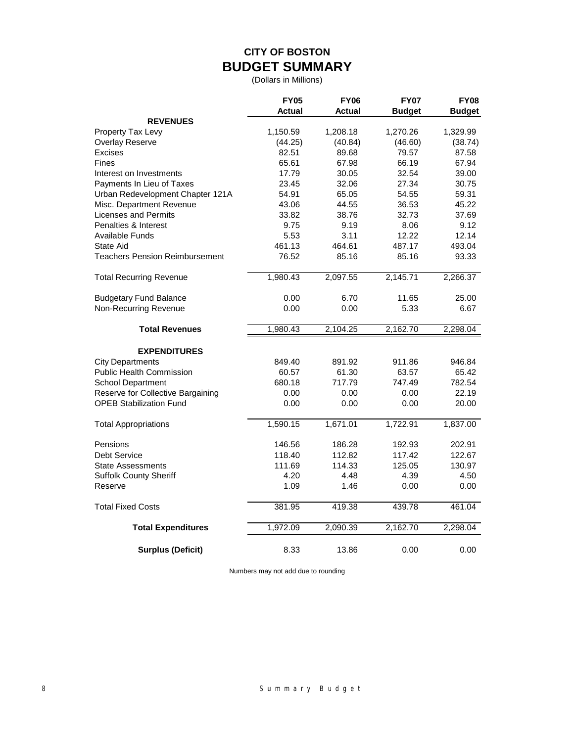# CITY OF BOSTON
## BUDGET SUMMARY
(Dollars in Millions)

| | FY05 Actual | FY06 Actual | FY07 Budget | FY08 Budget |
|---|---|---|---|---|
| **REVENUES** | | | | |
| Property Tax Levy | 1,150.59 | 1,208.18 | 1,270.26 | 1,329.99 |
| Overlay Reserve | (44.25) | (40.84) | (46.60) | (38.74) |
| Excises | 82.51 | 89.68 | 79.57 | 87.58 |
| Fines | 65.61 | 67.98 | 66.19 | 67.94 |
| Interest on Investments | 17.79 | 30.05 | 32.54 | 39.00 |
| Payments In Lieu of Taxes | 23.45 | 32.06 | 27.34 | 30.75 |
| Urban Redevelopment Chapter 121A | 54.91 | 65.05 | 54.55 | 59.31 |
| Misc. Department Revenue | 43.06 | 44.55 | 36.53 | 45.22 |
| Licenses and Permits | 33.82 | 38.76 | 32.73 | 37.69 |
| Penalties & Interest | 9.75 | 9.19 | 8.06 | 9.12 |
| Available Funds | 5.53 | 3.11 | 12.22 | 12.14 |
| State Aid | 461.13 | 464.61 | 487.17 | 493.04 |
| Teachers Pension Reimbursement | 76.52 | 85.16 | 85.16 | 93.33 |
| Total Recurring Revenue | 1,980.43 | 2,097.55 | 2,145.71 | 2,266.37 |
| Budgetary Fund Balance | 0.00 | 6.70 | 11.65 | 25.00 |
| Non-Recurring Revenue | 0.00 | 0.00 | 5.33 | 6.67 |
| **Total Revenues** | 1,980.43 | 2,104.25 | 2,162.70 | 2,298.04 |
| **EXPENDITURES** | | | | |
| City Departments | 849.40 | 891.92 | 911.86 | 946.84 |
| Public Health Commission | 60.57 | 61.30 | 63.57 | 65.42 |
| School Department | 680.18 | 717.79 | 747.49 | 782.54 |
| Reserve for Collective Bargaining | 0.00 | 0.00 | 0.00 | 22.19 |
| OPEB Stabilization Fund | 0.00 | 0.00 | 0.00 | 20.00 |
| Total Appropriations | 1,590.15 | 1,671.01 | 1,722.91 | 1,837.00 |
| Pensions | 146.56 | 186.28 | 192.93 | 202.91 |
| Debt Service | 118.40 | 112.82 | 117.42 | 122.67 |
| State Assessments | 111.69 | 114.33 | 125.05 | 130.97 |
| Suffolk County Sheriff | 4.20 | 4.48 | 4.39 | 4.50 |
| Reserve | 1.09 | 1.46 | 0.00 | 0.00 |
| Total Fixed Costs | 381.95 | 419.38 | 439.78 | 461.04 |
| **Total Expenditures** | 1,972.09 | 2,090.39 | 2,162.70 | 2,298.04 |
| **Surplus (Deficit)** | 8.33 | 13.86 | 0.00 | 0.00 |

Numbers may not add due to rounding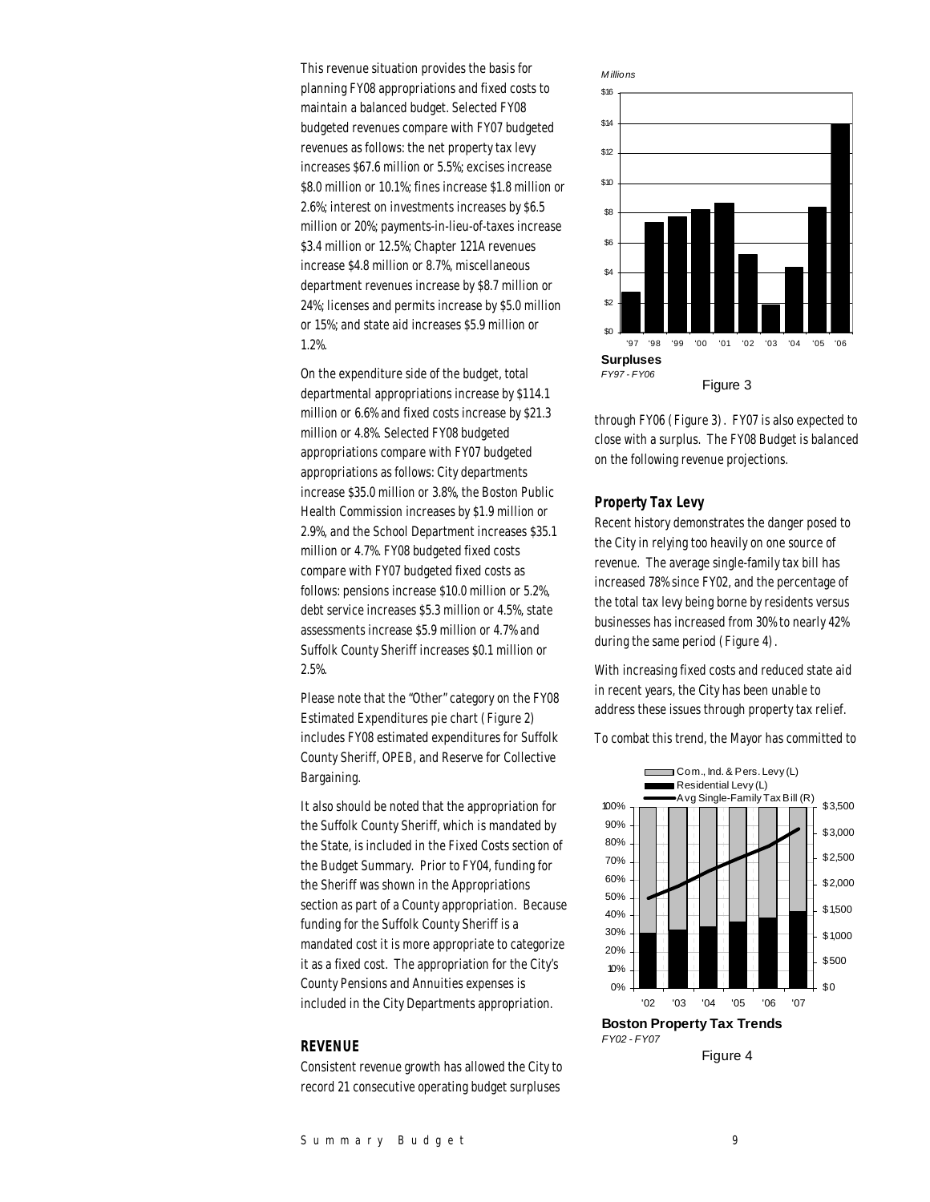This revenue situation provides the basis for planning FY08 appropriations and fixed costs to maintain a balanced budget. Selected FY08 budgeted revenues compare with FY07 budgeted revenues as follows: the net property tax levy increases $67.6 million or 5.5%; excises increase $8.0 million or 10.1%; fines increase $1.8 million or 2.6%; interest on investments increases by $6.5 million or 20%; payments-in-lieu-of-taxes increase $3.4 million or 12.5%; Chapter 121A revenues increase $4.8 million or 8.7%, miscellaneous department revenues increase by $8.7 million or 24%; licenses and permits increase by $5.0 million or 15%; and state aid increases $5.9 million or 1.2%.

On the expenditure side of the budget, total departmental appropriations increase by $114.1 million or 6.6% and fixed costs increase by $21.3 million or 4.8%. Selected FY08 budgeted appropriations compare with FY07 budgeted appropriations as follows: City departments increase $35.0 million or 3.8%, the Boston Public Health Commission increases by $1.9 million or 2.9%, and the School Department increases $35.1 million or 4.7%. FY08 budgeted fixed costs compare with FY07 budgeted fixed costs as follows: pensions increase $10.0 million or 5.2%, debt service increases $5.3 million or 4.5%, state assessments increase $5.9 million or 4.7% and Suffolk County Sheriff increases $0.1 million or 2.5%.

Please note that the "Other" category on the FY08 Estimated Expenditures pie chart (Figure 2) includes FY08 estimated expenditures for Suffolk County Sheriff, OPEB, and Reserve for Collective Bargaining.

It also should be noted that the appropriation for the Suffolk County Sheriff, which is mandated by the State, is included in the Fixed Costs section of the Budget Summary. Prior to FY04, funding for the Sheriff was shown in the Appropriations section as part of a County appropriation. Because funding for the Suffolk County Sheriff is a mandated cost it is more appropriate to categorize it as a fixed cost. The appropriation for the City's County Pensions and Annuities expenses is included in the City Departments appropriation.

## REVENUE

Consistent revenue growth has allowed the City to record 21 consecutive operating budget surpluses through FY06 (Figure 3). FY07 is also expected to close with a surplus. The FY08 Budget is balanced on the following revenue projections.

**Surpluses**
*FY97 - FY06*

Figure 3

### Property Tax Levy

Recent history demonstrates the danger posed to the City in relying too heavily on one source of revenue. The average single-family tax bill has increased 78% since FY02, and the percentage of the total tax levy being borne by residents versus businesses has increased from 30% to nearly 42% during the same period (Figure 4).

With increasing fixed costs and reduced state aid in recent years, the City has been unable to address these issues through property tax relief.

To combat this trend, the Mayor has committed to

**Boston Property Tax Trends**
*FY02 - FY07*

Figure 4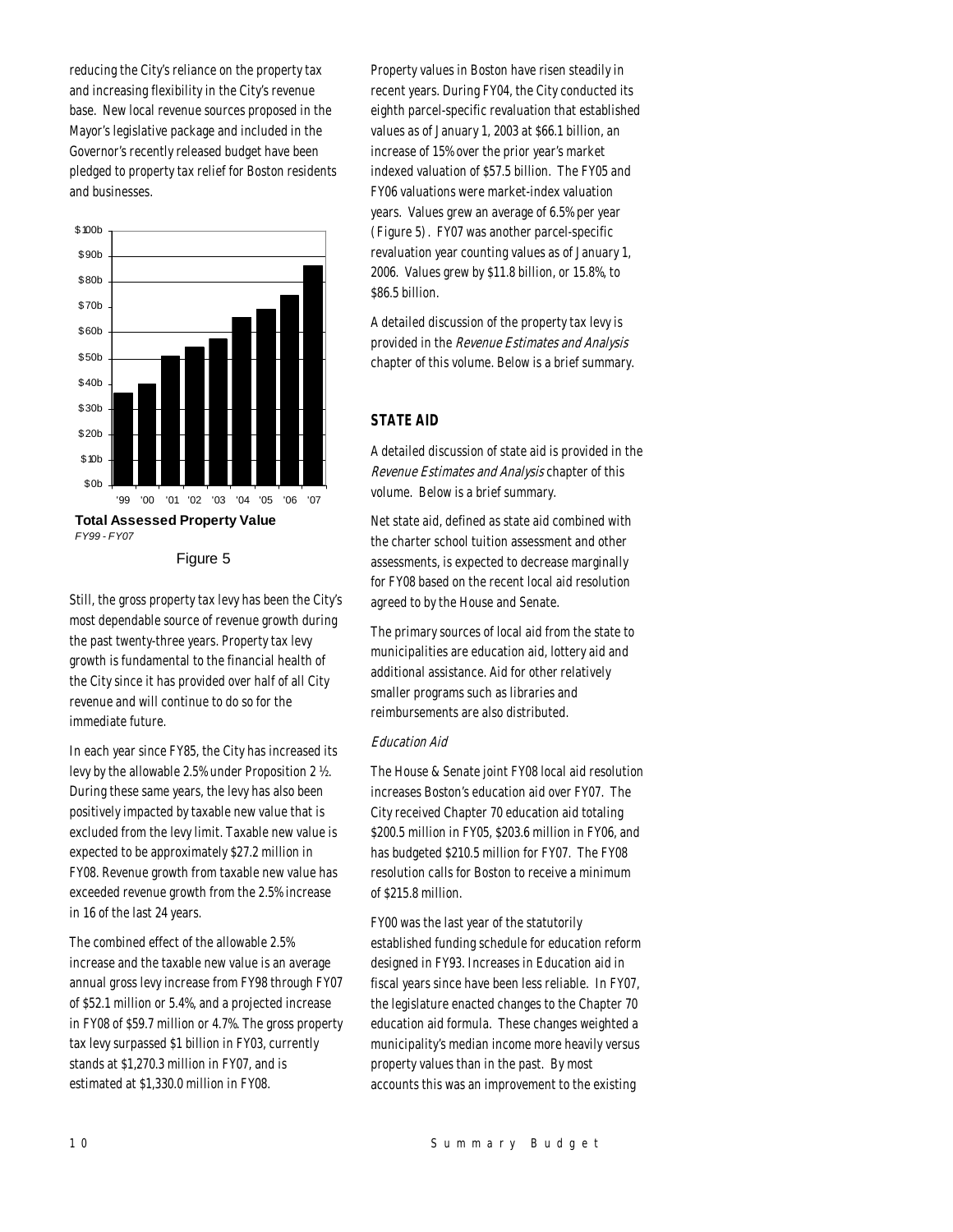reducing the City's reliance on the property tax and increasing flexibility in the City's revenue base. New local revenue sources proposed in the Mayor's legislative package and included in the Governor's recently released budget have been pledged to property tax relief for Boston residents and businesses.

**Total Assessed Property Value**
*FY99 - FY07*

Figure 5

Still, the gross property tax levy has been the City's most dependable source of revenue growth during the past twenty-three years. Property tax levy growth is fundamental to the financial health of the City since it has provided over half of all City revenue and will continue to do so for the immediate future.

In each year since FY85, the City has increased its levy by the allowable 2.5% under Proposition 2 ½. During these same years, the levy has also been positively impacted by taxable new value that is excluded from the levy limit. Taxable new value is expected to be approximately $27.2 million in FY08. Revenue growth from taxable new value has exceeded revenue growth from the 2.5% increase in 16 of the last 24 years.

The combined effect of the allowable 2.5% increase and the taxable new value is an average annual gross levy increase from FY98 through FY07 of $52.1 million or 5.4%, and a projected increase in FY08 of $59.7 million or 4.7%. The gross property tax levy surpassed $1 billion in FY03, currently stands at $1,270.3 million in FY07, and is estimated at $1,330.0 million in FY08.

Property values in Boston have risen steadily in recent years. During FY04, the City conducted its eighth parcel-specific revaluation that established values as of January 1, 2003 at $66.1 billion, an increase of 15% over the prior year's market indexed valuation of $57.5 billion. The FY05 and FY06 valuations were market-index valuation years. Values grew an average of 6.5% per year (Figure 5). FY07 was another parcel-specific revaluation year counting values as of January 1, 2006. Values grew by $11.8 billion, or 15.8%, to $86.5 billion.

A detailed discussion of the property tax levy is provided in the *Revenue Estimates and Analysis* chapter of this volume. Below is a brief summary.

## STATE AID

A detailed discussion of state aid is provided in the *Revenue Estimates and Analysis* chapter of this volume. Below is a brief summary.

Net state aid, defined as state aid combined with the charter school tuition assessment and other assessments, is expected to decrease marginally for FY08 based on the recent local aid resolution agreed to by the House and Senate.

The primary sources of local aid from the state to municipalities are education aid, lottery aid and additional assistance. Aid for other relatively smaller programs such as libraries and reimbursements are also distributed.

### *Education Aid*

The House & Senate joint FY08 local aid resolution increases Boston's education aid over FY07. The City received Chapter 70 education aid totaling $200.5 million in FY05, $203.6 million in FY06, and has budgeted $210.5 million for FY07. The FY08 resolution calls for Boston to receive a minimum of $215.8 million.

FY00 was the last year of the statutorily established funding schedule for education reform designed in FY93. Increases in Education aid in fiscal years since have been less reliable. In FY07, the legislature enacted changes to the Chapter 70 education aid formula. These changes weighted a municipality's median income more heavily versus property values than in the past. By most accounts this was an improvement to the existing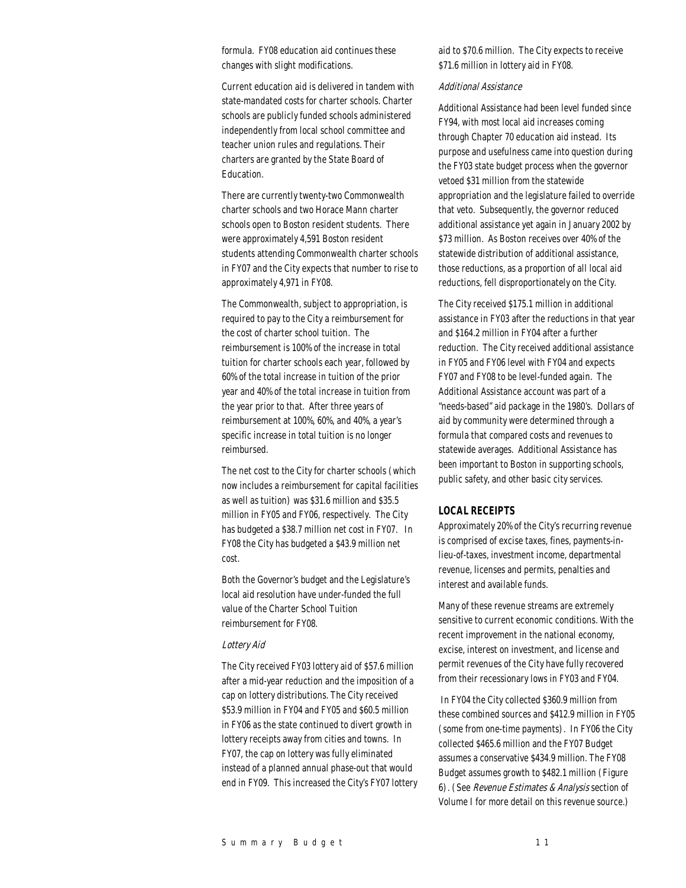formula. FY08 education aid continues these changes with slight modifications.

Current education aid is delivered in tandem with state-mandated costs for charter schools. Charter schools are publicly funded schools administered independently from local school committee and teacher union rules and regulations. Their charters are granted by the State Board of Education.

There are currently twenty-two Commonwealth charter schools and two Horace Mann charter schools open to Boston resident students. There were approximately 4,591 Boston resident students attending Commonwealth charter schools in FY07 and the City expects that number to rise to approximately 4,971 in FY08.

The Commonwealth, subject to appropriation, is required to pay to the City a reimbursement for the cost of charter school tuition. The reimbursement is 100% of the increase in total tuition for charter schools each year, followed by 60% of the total increase in tuition of the prior year and 40% of the total increase in tuition from the year prior to that. After three years of reimbursement at 100%, 60%, and 40%, a year's specific increase in total tuition is no longer reimbursed.

The net cost to the City for charter schools (which now includes a reimbursement for capital facilities as well as tuition) was $31.6 million and $35.5 million in FY05 and FY06, respectively. The City has budgeted a $38.7 million net cost in FY07. In FY08 the City has budgeted a $43.9 million net cost.

Both the Governor's budget and the Legislature's local aid resolution have under-funded the full value of the Charter School Tuition reimbursement for FY08.

*Lottery Aid*

The City received FY03 lottery aid of $57.6 million after a mid-year reduction and the imposition of a cap on lottery distributions. The City received $53.9 million in FY04 and FY05 and $60.5 million in FY06 as the state continued to divert growth in lottery receipts away from cities and towns. In FY07, the cap on lottery was fully eliminated instead of a planned annual phase-out that would end in FY09. This increased the City's FY07 lottery aid to $70.6 million. The City expects to receive $71.6 million in lottery aid in FY08.

*Additional Assistance*

Additional Assistance had been level funded since FY94, with most local aid increases coming through Chapter 70 education aid instead. Its purpose and usefulness came into question during the FY03 state budget process when the governor vetoed $31 million from the statewide appropriation and the legislature failed to override that veto. Subsequently, the governor reduced additional assistance yet again in January 2002 by $73 million. As Boston receives over 40% of the statewide distribution of additional assistance, those reductions, as a proportion of all local aid reductions, fell disproportionately on the City.

The City received $175.1 million in additional assistance in FY03 after the reductions in that year and $164.2 million in FY04 after a further reduction. The City received additional assistance in FY05 and FY06 level with FY04 and expects FY07 and FY08 to be level-funded again. The Additional Assistance account was part of a "needs-based" aid package in the 1980's. Dollars of aid by community were determined through a formula that compared costs and revenues to statewide averages. Additional Assistance has been important to Boston in supporting schools, public safety, and other basic city services.

## LOCAL RECEIPTS

Approximately 20% of the City's recurring revenue is comprised of excise taxes, fines, payments-in-lieu-of-taxes, investment income, departmental revenue, licenses and permits, penalties and interest and available funds.

Many of these revenue streams are extremely sensitive to current economic conditions. With the recent improvement in the national economy, excise, interest on investment, and license and permit revenues of the City have fully recovered from their recessionary lows in FY03 and FY04.

In FY04 the City collected $360.9 million from these combined sources and $412.9 million in FY05 (some from one-time payments). In FY06 the City collected $465.6 million and the FY07 Budget assumes a conservative $434.9 million. The FY08 Budget assumes growth to $482.1 million (Figure 6). (See *Revenue Estimates & Analysis* section of Volume I for more detail on this revenue source.)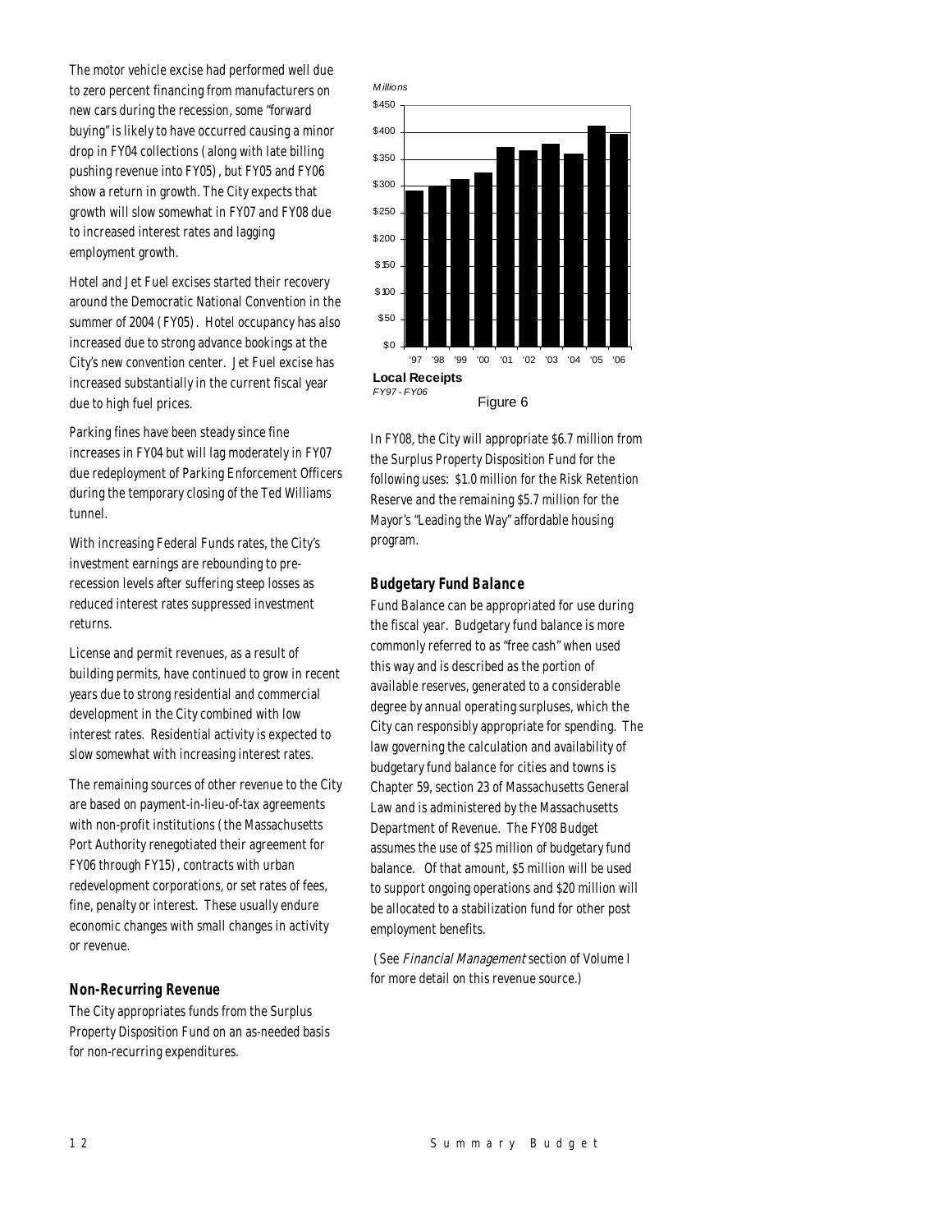The motor vehicle excise had performed well due to zero percent financing from manufacturers on new cars during the recession, some "forward buying" is likely to have occurred causing a minor drop in FY04 collections (along with late billing pushing revenue into FY05), but FY05 and FY06 show a return in growth. The City expects that growth will slow somewhat in FY07 and FY08 due to increased interest rates and lagging employment growth.

Hotel and Jet Fuel excises started their recovery around the Democratic National Convention in the summer of 2004 (FY05). Hotel occupancy has also increased due to strong advance bookings at the City's new convention center. Jet Fuel excise has increased substantially in the current fiscal year due to high fuel prices.

Parking fines have been steady since fine increases in FY04 but will lag moderately in FY07 due redeployment of Parking Enforcement Officers during the temporary closing of the Ted Williams tunnel.

With increasing Federal Funds rates, the City's investment earnings are rebounding to pre-recession levels after suffering steep losses as reduced interest rates suppressed investment returns.

License and permit revenues, as a result of building permits, have continued to grow in recent years due to strong residential and commercial development in the City combined with low interest rates. Residential activity is expected to slow somewhat with increasing interest rates.

The remaining sources of other revenue to the City are based on payment-in-lieu-of-tax agreements with non-profit institutions (the Massachusetts Port Authority renegotiated their agreement for FY06 through FY15), contracts with urban redevelopment corporations, or set rates of fees, fine, penalty or interest. These usually endure economic changes with small changes in activity or revenue.

### Non-Recurring Revenue

The City appropriates funds from the Surplus Property Disposition Fund on an as-needed basis for non-recurring expenditures.

*Millions*

$450, $400, $350, $300, $250, $200, $150, $100, $50, $0

'97 '98 '99 '00 '01 '02 '03 '04 '05 '06

**Local Receipts**
*FY97 - FY06*

Figure 6

In FY08, the City will appropriate $6.7 million from the Surplus Property Disposition Fund for the following uses: $1.0 million for the Risk Retention Reserve and the remaining $5.7 million for the Mayor's "Leading the Way" affordable housing program.

### Budgetary Fund Balance

Fund Balance can be appropriated for use during the fiscal year. Budgetary fund balance is more commonly referred to as "free cash" when used this way and is described as the portion of available reserves, generated to a considerable degree by annual operating surpluses, which the City can responsibly appropriate for spending. The law governing the calculation and availability of budgetary fund balance for cities and towns is Chapter 59, section 23 of Massachusetts General Law and is administered by the Massachusetts Department of Revenue. The FY08 Budget assumes the use of $25 million of budgetary fund balance. Of that amount, $5 million will be used to support ongoing operations and $20 million will be allocated to a stabilization fund for other post employment benefits.

(See *Financial Management* section of Volume I for more detail on this revenue source.)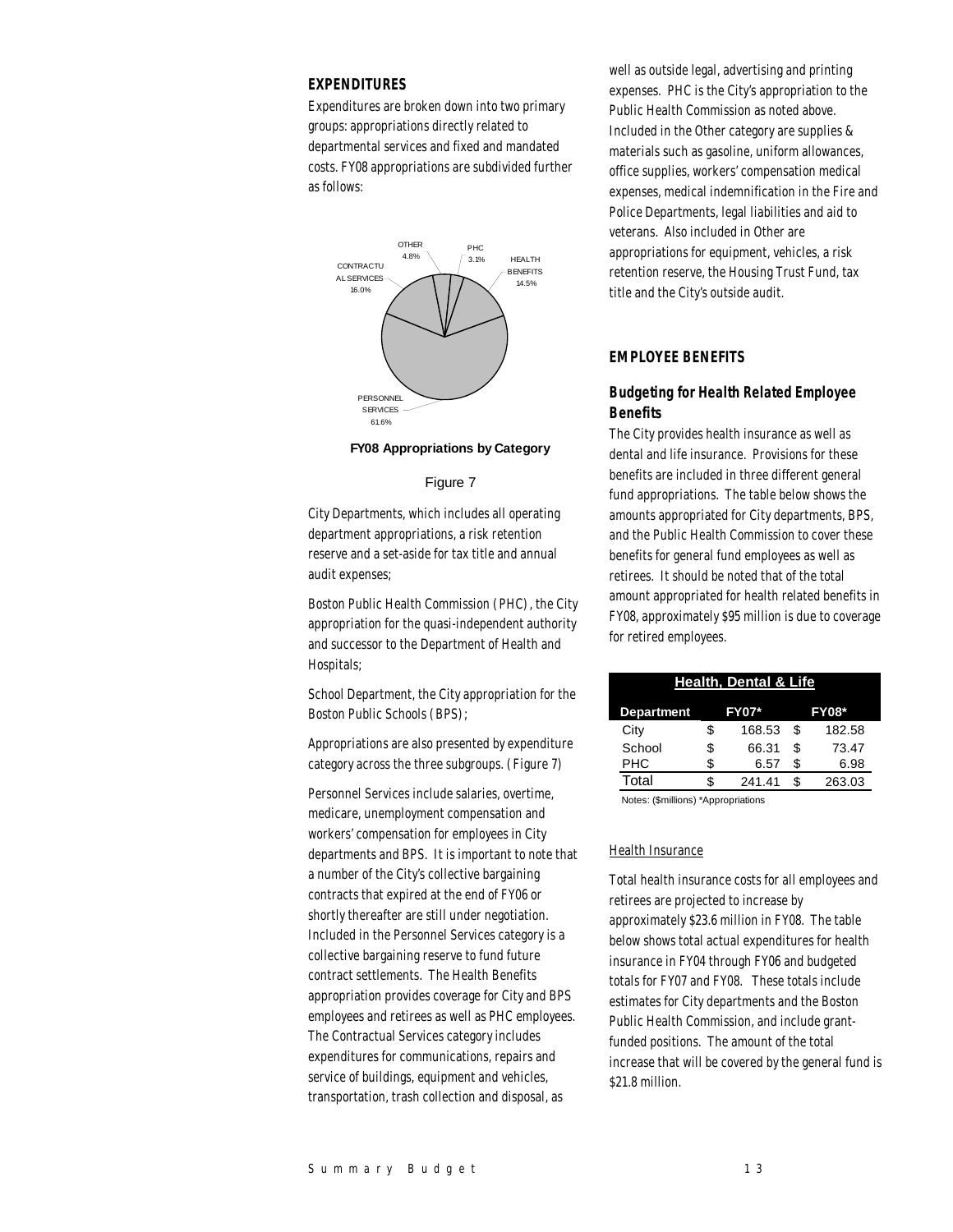## EXPENDITURES

Expenditures are broken down into two primary groups: appropriations directly related to departmental services and fixed and mandated costs. FY08 appropriations are subdivided further as follows:

OTHER 4.8%
PHC 3.1%
HEALTH BENEFITS 14.5%
CONTRACTUAL SERVICES 16.0%
PERSONNEL SERVICES 61.6%

**FY08 Appropriations by Category**

Figure 7

City Departments, which includes all operating department appropriations, a risk retention reserve and a set-aside for tax title and annual audit expenses;

Boston Public Health Commission (PHC), the City appropriation for the quasi-independent authority and successor to the Department of Health and Hospitals;

School Department, the City appropriation for the Boston Public Schools (BPS);

Appropriations are also presented by expenditure category across the three subgroups. (Figure 7)

Personnel Services include salaries, overtime, medicare, unemployment compensation and workers' compensation for employees in City departments and BPS. It is important to note that a number of the City's collective bargaining contracts that expired at the end of FY06 or shortly thereafter are still under negotiation. Included in the Personnel Services category is a collective bargaining reserve to fund future contract settlements. The Health Benefits appropriation provides coverage for City and BPS employees and retirees as well as PHC employees. The Contractual Services category includes expenditures for communications, repairs and service of buildings, equipment and vehicles, transportation, trash collection and disposal, as well as outside legal, advertising and printing expenses. PHC is the City's appropriation to the Public Health Commission as noted above. Included in the Other category are supplies & materials such as gasoline, uniform allowances, office supplies, workers' compensation medical expenses, medical indemnification in the Fire and Police Departments, legal liabilities and aid to veterans. Also included in Other are appropriations for equipment, vehicles, a risk retention reserve, the Housing Trust Fund, tax title and the City's outside audit.

## EMPLOYEE BENEFITS

### Budgeting for Health Related Employee Benefits

The City provides health insurance as well as dental and life insurance. Provisions for these benefits are included in three different general fund appropriations. The table below shows the amounts appropriated for City departments, BPS, and the Public Health Commission to cover these benefits for general fund employees as well as retirees. It should be noted that of the total amount appropriated for health related benefits in FY08, approximately $95 million is due to coverage for retired employees.

| Health, Dental & Life | | |
|---|---|---|
| Department | FY07* | FY08* |
| City | $ 168.53 | $ 182.58 |
| School | $ 66.31 | $ 73.47 |
| PHC | $ 6.57 | $ 6.98 |
| Total | $ 241.41 | $ 263.03 |

Notes: ($millions) *Appropriations

Health Insurance

Total health insurance costs for all employees and retirees are projected to increase by approximately $23.6 million in FY08. The table below shows total actual expenditures for health insurance in FY04 through FY06 and budgeted totals for FY07 and FY08. These totals include estimates for City departments and the Boston Public Health Commission, and include grant-funded positions. The amount of the total increase that will be covered by the general fund is $21.8 million.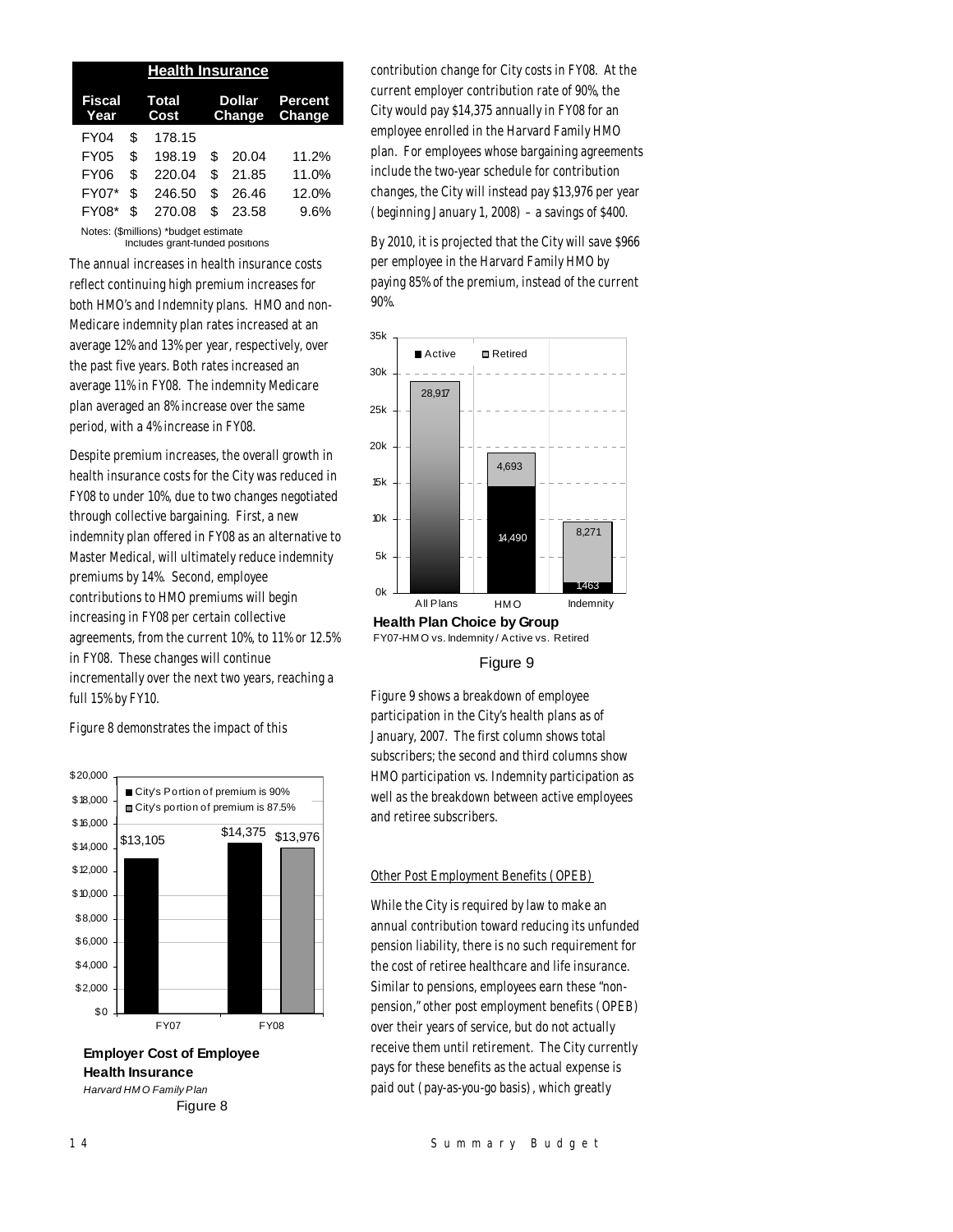| Health Insurance | | | |
|---|---|---|---|
| Fiscal Year | Total Cost | Dollar Change | Percent Change |
| FY04 | $ 178.15 | | |
| FY05 | $ 198.19 | $ 20.04 | 11.2% |
| FY06 | $ 220.04 | $ 21.85 | 11.0% |
| FY07* | $ 246.50 | $ 26.46 | 12.0% |
| FY08* | $ 270.08 | $ 23.58 | 9.6% |

Notes: ($millions) *budget estimate
Includes grant-funded positions

The annual increases in health insurance costs reflect continuing high premium increases for both HMO's and Indemnity plans. HMO and non-Medicare indemnity plan rates increased at an average 12% and 13% per year, respectively, over the past five years. Both rates increased an average 11% in FY08. The indemnity Medicare plan averaged an 8% increase over the same period, with a 4% increase in FY08.

Despite premium increases, the overall growth in health insurance costs for the City was reduced in FY08 to under 10%, due to two changes negotiated through collective bargaining. First, a new indemnity plan offered in FY08 as an alternative to Master Medical, will ultimately reduce indemnity premiums by 14%. Second, employee contributions to HMO premiums will begin increasing in FY08 per certain collective agreements, from the current 10%, to 11% or 12.5% in FY08. These changes will continue incrementally over the next two years, reaching a full 15% by FY10.

Figure 8 demonstrates the impact of this contribution change for City costs in FY08. At the current employer contribution rate of 90%, the City would pay $14,375 annually in FY08 for an employee enrolled in the Harvard Family HMO plan. For employees whose bargaining agreements include the two-year schedule for contribution changes, the City will instead pay $13,976 per year (beginning January 1, 2008) – a savings of $400.

By 2010, it is projected that the City will save $966 per employee in the Harvard Family HMO by paying 85% of the premium, instead of the current 90%.

**Employer Cost of Employee Health Insurance**
*Harvard HMO Family Plan*
Figure 8

**Health Plan Choice by Group**
FY07-HMO vs. Indemnity / Active vs. Retired
Figure 9

Figure 9 shows a breakdown of employee participation in the City's health plans as of January, 2007. The first column shows total subscribers; the second and third columns show HMO participation vs. Indemnity participation as well as the breakdown between active employees and retiree subscribers.

Other Post Employment Benefits (OPEB)

While the City is required by law to make an annual contribution toward reducing its unfunded pension liability, there is no such requirement for the cost of retiree healthcare and life insurance. Similar to pensions, employees earn these "non-pension," other post employment benefits (OPEB) over their years of service, but do not actually receive them until retirement. The City currently pays for these benefits as the actual expense is paid out (pay-as-you-go basis), which greatly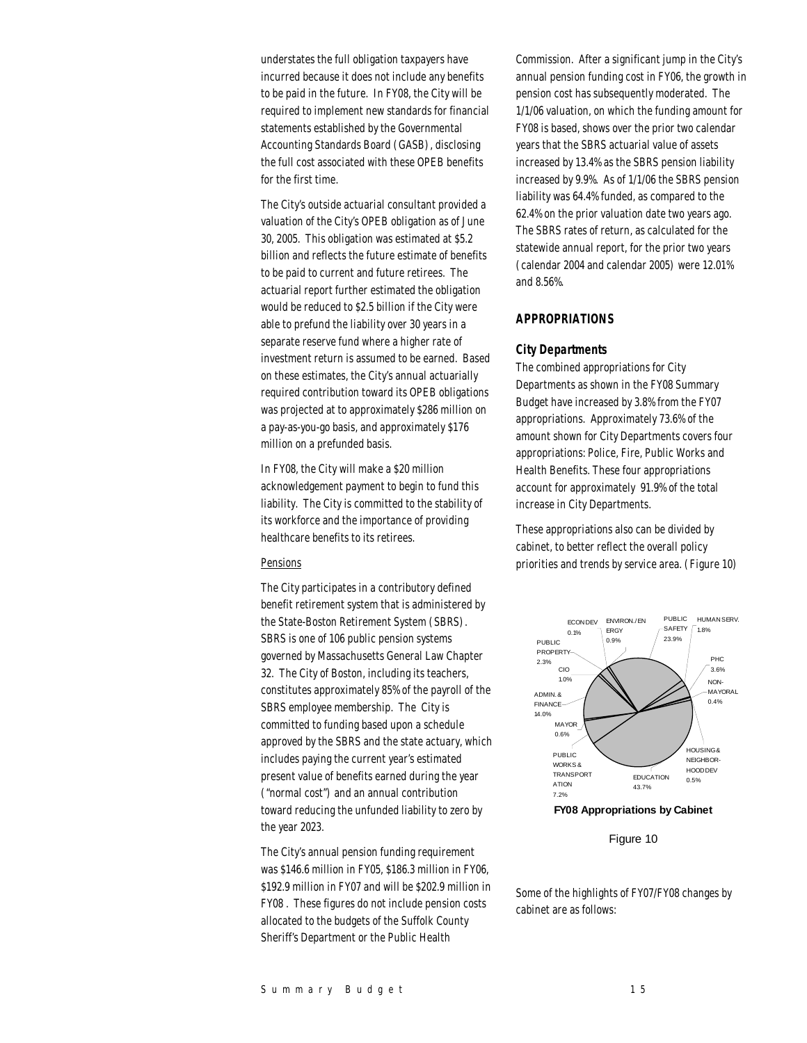understates the full obligation taxpayers have incurred because it does not include any benefits to be paid in the future. In FY08, the City will be required to implement new standards for financial statements established by the Governmental Accounting Standards Board (GASB), disclosing the full cost associated with these OPEB benefits for the first time.

The City's outside actuarial consultant provided a valuation of the City's OPEB obligation as of June 30, 2005. This obligation was estimated at $5.2 billion and reflects the future estimate of benefits to be paid to current and future retirees. The actuarial report further estimated the obligation would be reduced to $2.5 billion if the City were able to prefund the liability over 30 years in a separate reserve fund where a higher rate of investment return is assumed to be earned. Based on these estimates, the City's annual actuarially required contribution toward its OPEB obligations was projected at to approximately $286 million on a pay-as-you-go basis, and approximately $176 million on a prefunded basis.

In FY08, the City will make a $20 million acknowledgement payment to begin to fund this liability. The City is committed to the stability of its workforce and the importance of providing healthcare benefits to its retirees.

Pensions

The City participates in a contributory defined benefit retirement system that is administered by the State-Boston Retirement System (SBRS). SBRS is one of 106 public pension systems governed by Massachusetts General Law Chapter 32. The City of Boston, including its teachers, constitutes approximately 85% of the payroll of the SBRS employee membership. The City is committed to funding based upon a schedule approved by the SBRS and the state actuary, which includes paying the current year's estimated present value of benefits earned during the year ("normal cost") and an annual contribution toward reducing the unfunded liability to zero by the year 2023.

The City's annual pension funding requirement was $146.6 million in FY05, $186.3 million in FY06, $192.9 million in FY07 and will be $202.9 million in FY08 . These figures do not include pension costs allocated to the budgets of the Suffolk County Sheriff's Department or the Public Health Commission. After a significant jump in the City's annual pension funding cost in FY06, the growth in pension cost has subsequently moderated. The 1/1/06 valuation, on which the funding amount for FY08 is based, shows over the prior two calendar years that the SBRS actuarial value of assets increased by 13.4% as the SBRS pension liability increased by 9.9%. As of 1/1/06 the SBRS pension liability was 64.4% funded, as compared to the 62.4% on the prior valuation date two years ago. The SBRS rates of return, as calculated for the statewide annual report, for the prior two years (calendar 2004 and calendar 2005) were 12.01% and 8.56%.

## APPROPRIATIONS

### City Departments

The combined appropriations for City Departments as shown in the FY08 Summary Budget have increased by 3.8% from the FY07 appropriations. Approximately 73.6% of the amount shown for City Departments covers four appropriations: Police, Fire, Public Works and Health Benefits. These four appropriations account for approximately 91.9% of the total increase in City Departments.

These appropriations also can be divided by cabinet, to better reflect the overall policy priorities and trends by service area. (Figure 10)

| Cabinet | Share |
|---|---|
| ECON DEV | 0.1% |
| ENVIRON./ENERGY | 0.9% |
| PUBLIC SAFETY | 23.9% |
| HUMAN SERV. | 1.8% |
| PHC | 3.6% |
| NON-MAYORAL | 0.4% |
| HOUSING & NEIGHBORHOOD DEV | 0.5% |
| EDUCATION | 43.7% |
| PUBLIC WORKS & TRANSPORTATION | 7.2% |
| MAYOR | 0.6% |
| ADMIN. & FINANCE | 14.0% |
| CIO | 1.0% |
| PUBLIC PROPERTY | 2.3% |

**FY08 Appropriations by Cabinet**

Figure 10

Some of the highlights of FY07/FY08 changes by cabinet are as follows: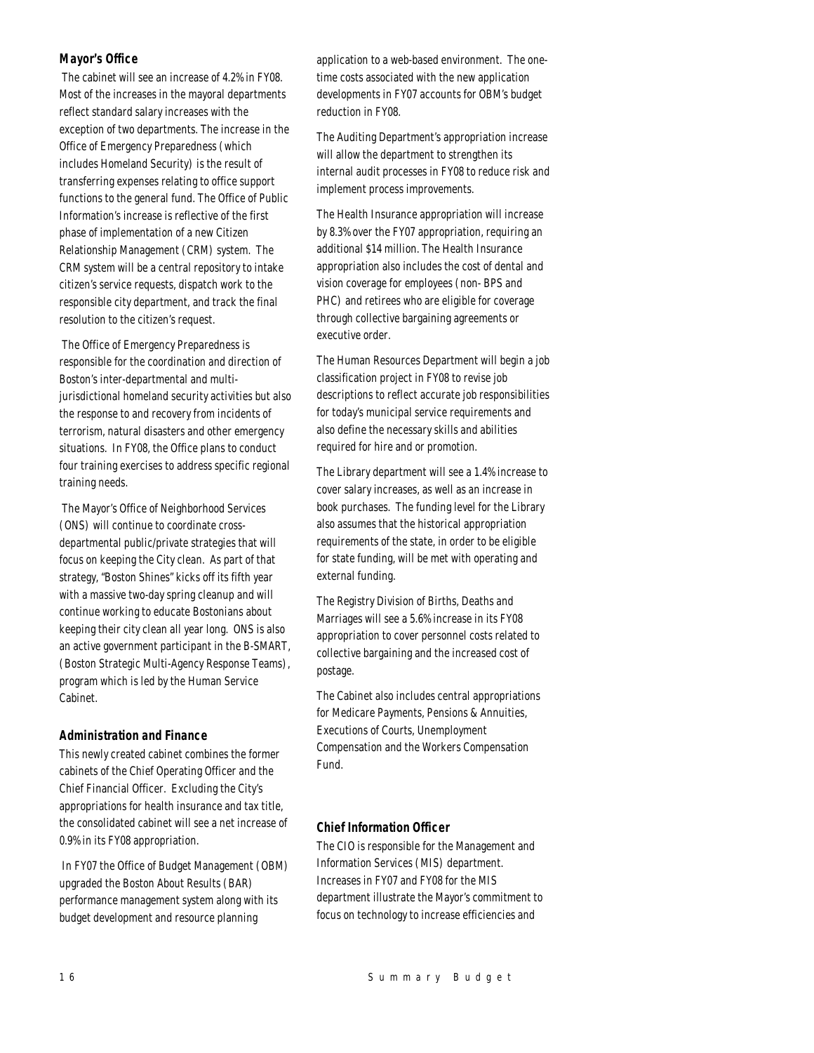### Mayor's Office

The cabinet will see an increase of 4.2% in FY08. Most of the increases in the mayoral departments reflect standard salary increases with the exception of two departments. The increase in the Office of Emergency Preparedness (which includes Homeland Security) is the result of transferring expenses relating to office support functions to the general fund. The Office of Public Information's increase is reflective of the first phase of implementation of a new Citizen Relationship Management (CRM) system. The CRM system will be a central repository to intake citizen's service requests, dispatch work to the responsible city department, and track the final resolution to the citizen's request.

The Office of Emergency Preparedness is responsible for the coordination and direction of Boston's inter-departmental and multi-jurisdictional homeland security activities but also the response to and recovery from incidents of terrorism, natural disasters and other emergency situations. In FY08, the Office plans to conduct four training exercises to address specific regional training needs.

The Mayor's Office of Neighborhood Services (ONS) will continue to coordinate cross-departmental public/private strategies that will focus on keeping the City clean. As part of that strategy, "Boston Shines" kicks off its fifth year with a massive two-day spring cleanup and will continue working to educate Bostonians about keeping their city clean all year long. ONS is also an active government participant in the B-SMART, (Boston Strategic Multi-Agency Response Teams), program which is led by the Human Service Cabinet.

### Administration and Finance

This newly created cabinet combines the former cabinets of the Chief Operating Officer and the Chief Financial Officer. Excluding the City's appropriations for health insurance and tax title, the consolidated cabinet will see a net increase of 0.9% in its FY08 appropriation.

In FY07 the Office of Budget Management (OBM) upgraded the Boston About Results (BAR) performance management system along with its budget development and resource planning application to a web-based environment. The one-time costs associated with the new application developments in FY07 accounts for OBM's budget reduction in FY08.

The Auditing Department's appropriation increase will allow the department to strengthen its internal audit processes in FY08 to reduce risk and implement process improvements.

The Health Insurance appropriation will increase by 8.3% over the FY07 appropriation, requiring an additional $14 million. The Health Insurance appropriation also includes the cost of dental and vision coverage for employees (non- BPS and PHC) and retirees who are eligible for coverage through collective bargaining agreements or executive order.

The Human Resources Department will begin a job classification project in FY08 to revise job descriptions to reflect accurate job responsibilities for today's municipal service requirements and also define the necessary skills and abilities required for hire and or promotion.

The Library department will see a 1.4% increase to cover salary increases, as well as an increase in book purchases. The funding level for the Library also assumes that the historical appropriation requirements of the state, in order to be eligible for state funding, will be met with operating and external funding.

The Registry Division of Births, Deaths and Marriages will see a 5.6% increase in its FY08 appropriation to cover personnel costs related to collective bargaining and the increased cost of postage.

The Cabinet also includes central appropriations for Medicare Payments, Pensions & Annuities, Executions of Courts, Unemployment Compensation and the Workers Compensation Fund.

### Chief Information Officer

The CIO is responsible for the Management and Information Services (MIS) department. Increases in FY07 and FY08 for the MIS department illustrate the Mayor's commitment to focus on technology to increase efficiencies and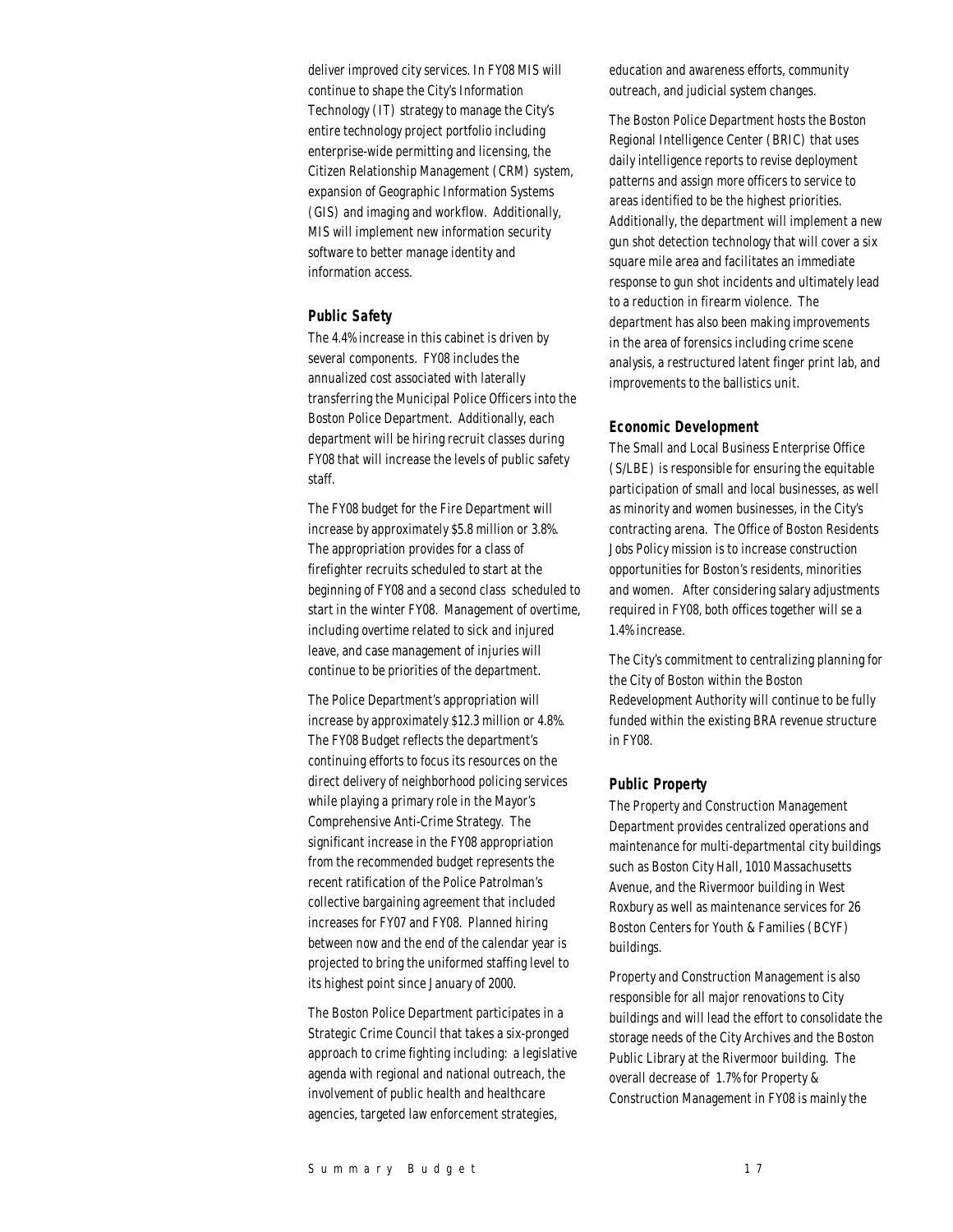deliver improved city services. In FY08 MIS will continue to shape the City's Information Technology (IT) strategy to manage the City's entire technology project portfolio including enterprise-wide permitting and licensing, the Citizen Relationship Management (CRM) system, expansion of Geographic Information Systems (GIS) and imaging and workflow. Additionally, MIS will implement new information security software to better manage identity and information access.

### Public Safety

The 4.4% increase in this cabinet is driven by several components. FY08 includes the annualized cost associated with laterally transferring the Municipal Police Officers into the Boston Police Department. Additionally, each department will be hiring recruit classes during FY08 that will increase the levels of public safety staff.

The FY08 budget for the Fire Department will increase by approximately $5.8 million or 3.8%. The appropriation provides for a class of firefighter recruits scheduled to start at the beginning of FY08 and a second class scheduled to start in the winter FY08. Management of overtime, including overtime related to sick and injured leave, and case management of injuries will continue to be priorities of the department.

The Police Department's appropriation will increase by approximately $12.3 million or 4.8%. The FY08 Budget reflects the department's continuing efforts to focus its resources on the direct delivery of neighborhood policing services while playing a primary role in the Mayor's Comprehensive Anti-Crime Strategy. The significant increase in the FY08 appropriation from the recommended budget represents the recent ratification of the Police Patrolman's collective bargaining agreement that included increases for FY07 and FY08. Planned hiring between now and the end of the calendar year is projected to bring the uniformed staffing level to its highest point since January of 2000.

The Boston Police Department participates in a Strategic Crime Council that takes a six-pronged approach to crime fighting including: a legislative agenda with regional and national outreach, the involvement of public health and healthcare agencies, targeted law enforcement strategies, education and awareness efforts, community outreach, and judicial system changes.

The Boston Police Department hosts the Boston Regional Intelligence Center (BRIC) that uses daily intelligence reports to revise deployment patterns and assign more officers to service to areas identified to be the highest priorities. Additionally, the department will implement a new gun shot detection technology that will cover a six square mile area and facilitates an immediate response to gun shot incidents and ultimately lead to a reduction in firearm violence. The department has also been making improvements in the area of forensics including crime scene analysis, a restructured latent finger print lab, and improvements to the ballistics unit.

### Economic Development

The Small and Local Business Enterprise Office (S/LBE) is responsible for ensuring the equitable participation of small and local businesses, as well as minority and women businesses, in the City's contracting arena. The Office of Boston Residents Jobs Policy mission is to increase construction opportunities for Boston's residents, minorities and women. After considering salary adjustments required in FY08, both offices together will se a 1.4% increase.

The City's commitment to centralizing planning for the City of Boston within the Boston Redevelopment Authority will continue to be fully funded within the existing BRA revenue structure in FY08.

### Public Property

The Property and Construction Management Department provides centralized operations and maintenance for multi-departmental city buildings such as Boston City Hall, 1010 Massachusetts Avenue, and the Rivermoor building in West Roxbury as well as maintenance services for 26 Boston Centers for Youth & Families (BCYF) buildings.

Property and Construction Management is also responsible for all major renovations to City buildings and will lead the effort to consolidate the storage needs of the City Archives and the Boston Public Library at the Rivermoor building. The overall decrease of 1.7% for Property & Construction Management in FY08 is mainly the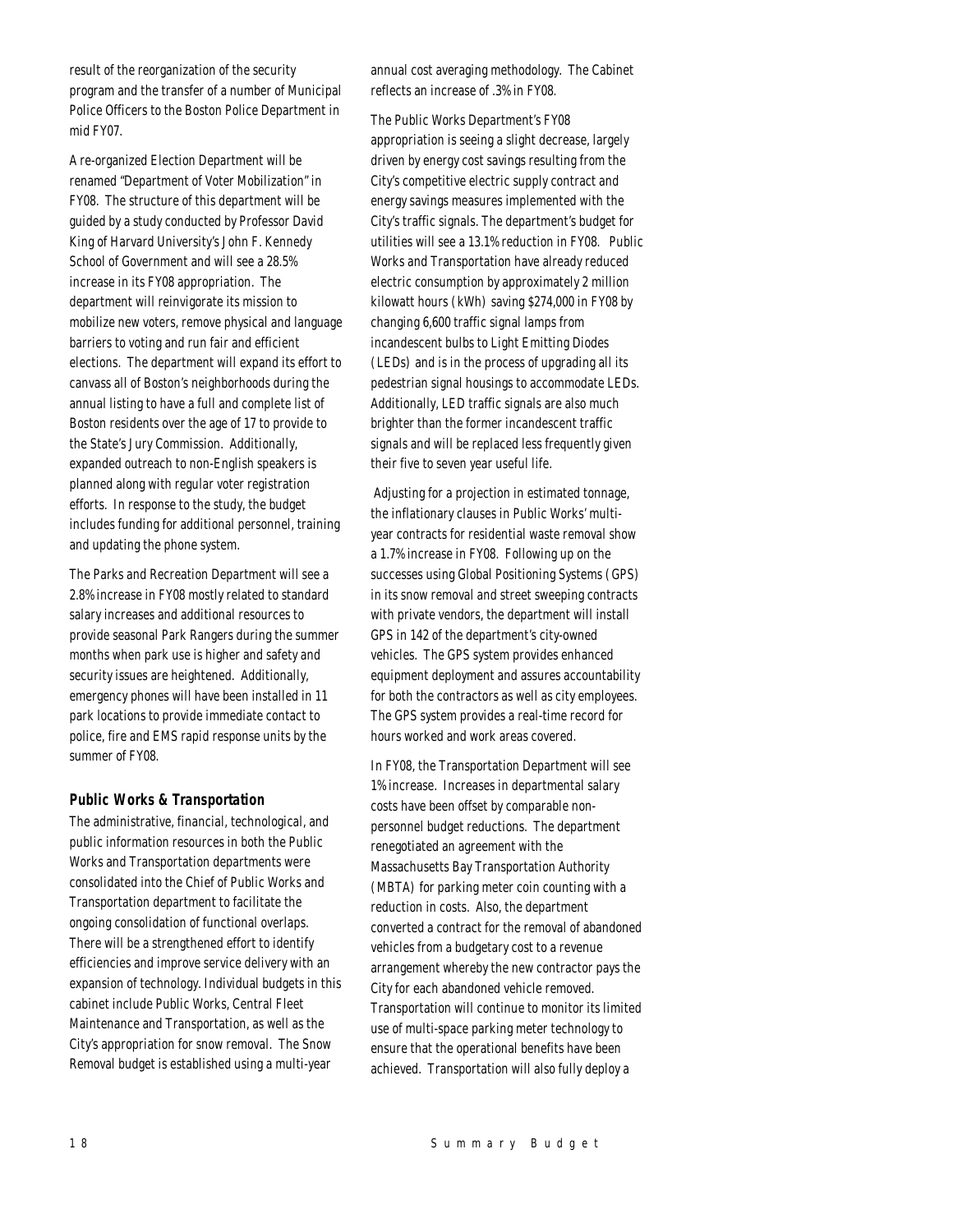result of the reorganization of the security program and the transfer of a number of Municipal Police Officers to the Boston Police Department in mid FY07.

A re-organized Election Department will be renamed "Department of Voter Mobilization" in FY08. The structure of this department will be guided by a study conducted by Professor David King of Harvard University's John F. Kennedy School of Government and will see a 28.5% increase in its FY08 appropriation. The department will reinvigorate its mission to mobilize new voters, remove physical and language barriers to voting and run fair and efficient elections. The department will expand its effort to canvass all of Boston's neighborhoods during the annual listing to have a full and complete list of Boston residents over the age of 17 to provide to the State's Jury Commission. Additionally, expanded outreach to non-English speakers is planned along with regular voter registration efforts. In response to the study, the budget includes funding for additional personnel, training and updating the phone system.

The Parks and Recreation Department will see a 2.8% increase in FY08 mostly related to standard salary increases and additional resources to provide seasonal Park Rangers during the summer months when park use is higher and safety and security issues are heightened. Additionally, emergency phones will have been installed in 11 park locations to provide immediate contact to police, fire and EMS rapid response units by the summer of FY08.

### *Public Works & Transportation*

The administrative, financial, technological, and public information resources in both the Public Works and Transportation departments were consolidated into the Chief of Public Works and Transportation department to facilitate the ongoing consolidation of functional overlaps. There will be a strengthened effort to identify efficiencies and improve service delivery with an expansion of technology. Individual budgets in this cabinet include Public Works, Central Fleet Maintenance and Transportation, as well as the City's appropriation for snow removal. The Snow Removal budget is established using a multi-year annual cost averaging methodology. The Cabinet reflects an increase of .3% in FY08.

The Public Works Department's FY08 appropriation is seeing a slight decrease, largely driven by energy cost savings resulting from the City's competitive electric supply contract and energy savings measures implemented with the City's traffic signals. The department's budget for utilities will see a 13.1% reduction in FY08. Public Works and Transportation have already reduced electric consumption by approximately 2 million kilowatt hours (kWh) saving $274,000 in FY08 by changing 6,600 traffic signal lamps from incandescent bulbs to Light Emitting Diodes (LEDs) and is in the process of upgrading all its pedestrian signal housings to accommodate LEDs. Additionally, LED traffic signals are also much brighter than the former incandescent traffic signals and will be replaced less frequently given their five to seven year useful life.

Adjusting for a projection in estimated tonnage, the inflationary clauses in Public Works' multi-year contracts for residential waste removal show a 1.7% increase in FY08. Following up on the successes using Global Positioning Systems (GPS) in its snow removal and street sweeping contracts with private vendors, the department will install GPS in 142 of the department's city-owned vehicles. The GPS system provides enhanced equipment deployment and assures accountability for both the contractors as well as city employees. The GPS system provides a real-time record for hours worked and work areas covered.

In FY08, the Transportation Department will see 1% increase. Increases in departmental salary costs have been offset by comparable non-personnel budget reductions. The department renegotiated an agreement with the Massachusetts Bay Transportation Authority (MBTA) for parking meter coin counting with a reduction in costs. Also, the department converted a contract for the removal of abandoned vehicles from a budgetary cost to a revenue arrangement whereby the new contractor pays the City for each abandoned vehicle removed. Transportation will continue to monitor its limited use of multi-space parking meter technology to ensure that the operational benefits have been achieved. Transportation will also fully deploy a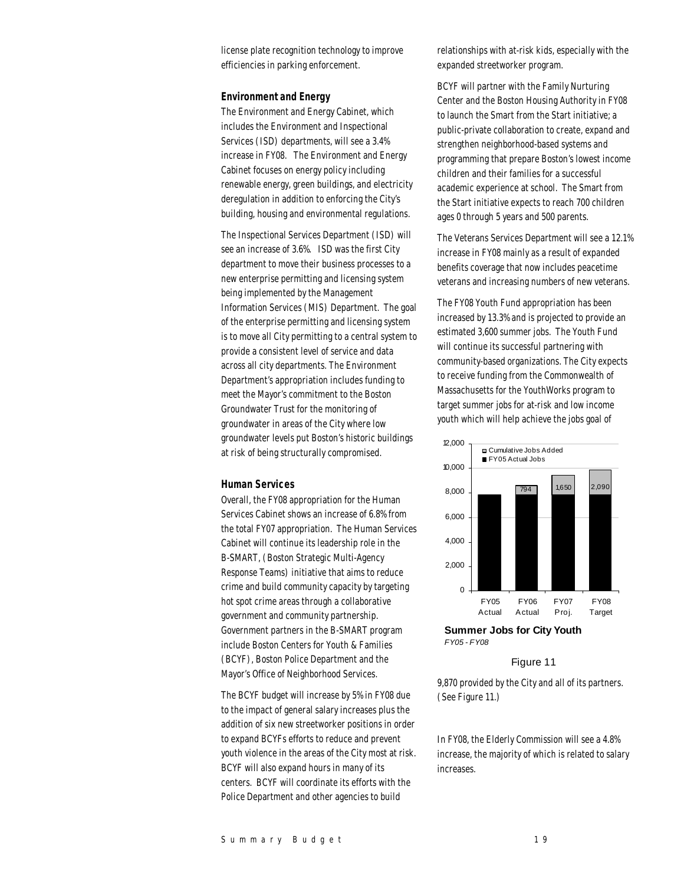license plate recognition technology to improve efficiencies in parking enforcement.

### Environment and Energy

The Environment and Energy Cabinet, which includes the Environment and Inspectional Services (ISD) departments, will see a 3.4% increase in FY08. The Environment and Energy Cabinet focuses on energy policy including renewable energy, green buildings, and electricity deregulation in addition to enforcing the City's building, housing and environmental regulations.

The Inspectional Services Department (ISD) will see an increase of 3.6%. ISD was the first City department to move their business processes to a new enterprise permitting and licensing system being implemented by the Management Information Services (MIS) Department. The goal of the enterprise permitting and licensing system is to move all City permitting to a central system to provide a consistent level of service and data across all city departments. The Environment Department's appropriation includes funding to meet the Mayor's commitment to the Boston Groundwater Trust for the monitoring of groundwater in areas of the City where low groundwater levels put Boston's historic buildings at risk of being structurally compromised.

### Human Services

Overall, the FY08 appropriation for the Human Services Cabinet shows an increase of 6.8% from the total FY07 appropriation. The Human Services Cabinet will continue its leadership role in the B-SMART, (Boston Strategic Multi-Agency Response Teams) initiative that aims to reduce crime and build community capacity by targeting hot spot crime areas through a collaborative government and community partnership. Government partners in the B-SMART program include Boston Centers for Youth & Families (BCYF), Boston Police Department and the Mayor's Office of Neighborhood Services.

The BCYF budget will increase by 5% in FY08 due to the impact of general salary increases plus the addition of six new streetworker positions in order to expand BCYFs efforts to reduce and prevent youth violence in the areas of the City most at risk. BCYF will also expand hours in many of its centers. BCYF will coordinate its efforts with the Police Department and other agencies to build relationships with at-risk kids, especially with the expanded streetworker program.

BCYF will partner with the Family Nurturing Center and the Boston Housing Authority in FY08 to launch the Smart from the Start initiative; a public-private collaboration to create, expand and strengthen neighborhood-based systems and programming that prepare Boston's lowest income children and their families for a successful academic experience at school. The Smart from the Start initiative expects to reach 700 children ages 0 through 5 years and 500 parents.

The Veterans Services Department will see a 12.1% increase in FY08 mainly as a result of expanded benefits coverage that now includes peacetime veterans and increasing numbers of new veterans.

The FY08 Youth Fund appropriation has been increased by 13.3% and is projected to provide an estimated 3,600 summer jobs. The Youth Fund will continue its successful partnering with community-based organizations. The City expects to receive funding from the Commonwealth of Massachusetts for the YouthWorks program to target summer jobs for at-risk and low income youth which will help achieve the jobs goal of 9,870 provided by the City and all of its partners. (See Figure 11.)

| | FY05 Actual | FY06 Actual | FY07 Proj. | FY08 Target |
|---|---|---|---|---|
| FY05 Actual Jobs | ~7,800 | ~7,800 | ~7,800 | ~7,800 |
| Cumulative Jobs Added | | 794 | 1,650 | 2,090 |

**Summer Jobs for City Youth**
*FY05 - FY08*

Figure 11

In FY08, the Elderly Commission will see a 4.8% increase, the majority of which is related to salary increases.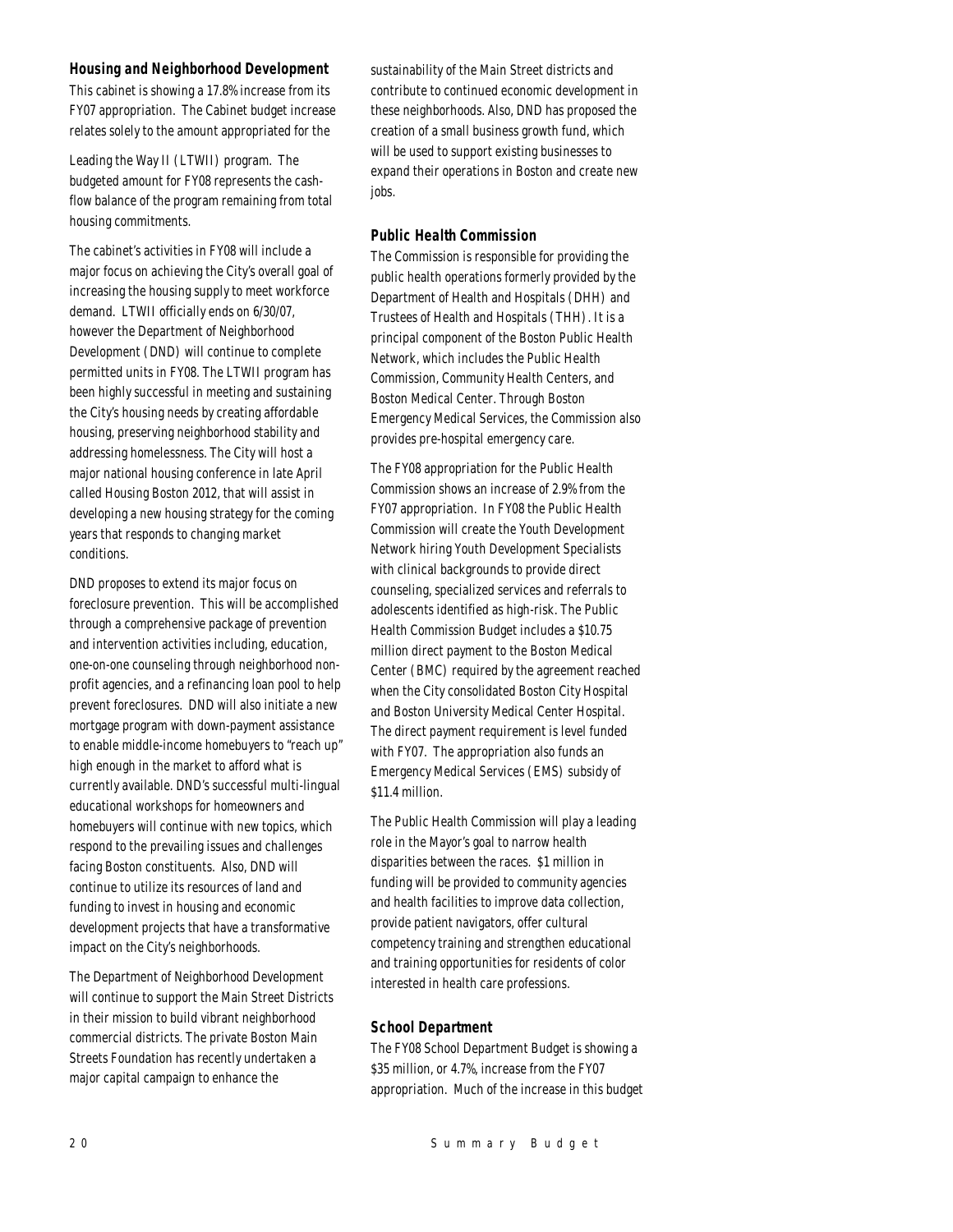### Housing and Neighborhood Development

This cabinet is showing a 17.8% increase from its FY07 appropriation. The Cabinet budget increase relates solely to the amount appropriated for the Leading the Way II (LTWII) program. The budgeted amount for FY08 represents the cash-flow balance of the program remaining from total housing commitments.

The cabinet's activities in FY08 will include a major focus on achieving the City's overall goal of increasing the housing supply to meet workforce demand. LTWII officially ends on 6/30/07, however the Department of Neighborhood Development (DND) will continue to complete permitted units in FY08. The LTWII program has been highly successful in meeting and sustaining the City's housing needs by creating affordable housing, preserving neighborhood stability and addressing homelessness. The City will host a major national housing conference in late April called Housing Boston 2012, that will assist in developing a new housing strategy for the coming years that responds to changing market conditions.

DND proposes to extend its major focus on foreclosure prevention. This will be accomplished through a comprehensive package of prevention and intervention activities including, education, one-on-one counseling through neighborhood non-profit agencies, and a refinancing loan pool to help prevent foreclosures. DND will also initiate a new mortgage program with down-payment assistance to enable middle-income homebuyers to "reach up" high enough in the market to afford what is currently available. DND's successful multi-lingual educational workshops for homeowners and homebuyers will continue with new topics, which respond to the prevailing issues and challenges facing Boston constituents. Also, DND will continue to utilize its resources of land and funding to invest in housing and economic development projects that have a transformative impact on the City's neighborhoods.

The Department of Neighborhood Development will continue to support the Main Street Districts in their mission to build vibrant neighborhood commercial districts. The private Boston Main Streets Foundation has recently undertaken a major capital campaign to enhance the sustainability of the Main Street districts and contribute to continued economic development in these neighborhoods. Also, DND has proposed the creation of a small business growth fund, which will be used to support existing businesses to expand their operations in Boston and create new jobs.

### Public Health Commission

The Commission is responsible for providing the public health operations formerly provided by the Department of Health and Hospitals (DHH) and Trustees of Health and Hospitals (THH). It is a principal component of the Boston Public Health Network, which includes the Public Health Commission, Community Health Centers, and Boston Medical Center. Through Boston Emergency Medical Services, the Commission also provides pre-hospital emergency care.

The FY08 appropriation for the Public Health Commission shows an increase of 2.9% from the FY07 appropriation. In FY08 the Public Health Commission will create the Youth Development Network hiring Youth Development Specialists with clinical backgrounds to provide direct counseling, specialized services and referrals to adolescents identified as high-risk. The Public Health Commission Budget includes a $10.75 million direct payment to the Boston Medical Center (BMC) required by the agreement reached when the City consolidated Boston City Hospital and Boston University Medical Center Hospital. The direct payment requirement is level funded with FY07. The appropriation also funds an Emergency Medical Services (EMS) subsidy of $11.4 million.

The Public Health Commission will play a leading role in the Mayor's goal to narrow health disparities between the races. $1 million in funding will be provided to community agencies and health facilities to improve data collection, provide patient navigators, offer cultural competency training and strengthen educational and training opportunities for residents of color interested in health care professions.

### School Department

The FY08 School Department Budget is showing a $35 million, or 4.7%, increase from the FY07 appropriation. Much of the increase in this budget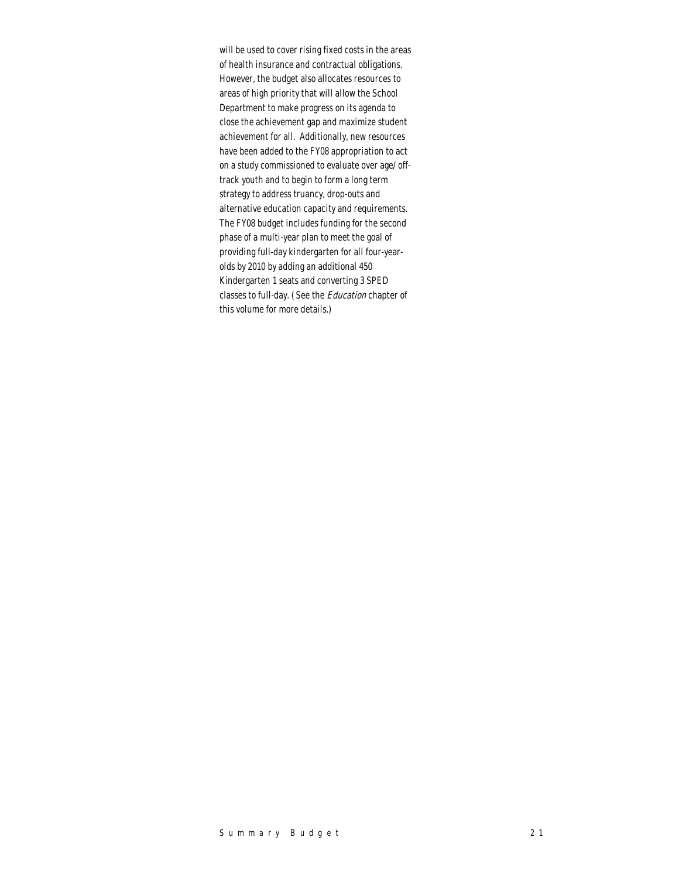will be used to cover rising fixed costs in the areas of health insurance and contractual obligations. However, the budget also allocates resources to areas of high priority that will allow the School Department to make progress on its agenda to close the achievement gap and maximize student achievement for all. Additionally, new resources have been added to the FY08 appropriation to act on a study commissioned to evaluate over age/off-track youth and to begin to form a long term strategy to address truancy, drop-outs and alternative education capacity and requirements. The FY08 budget includes funding for the second phase of a multi-year plan to meet the goal of providing full-day kindergarten for all four-year-olds by 2010 by adding an additional 450 Kindergarten 1 seats and converting 3 SPED classes to full-day. (See the *Education* chapter of this volume for more details.)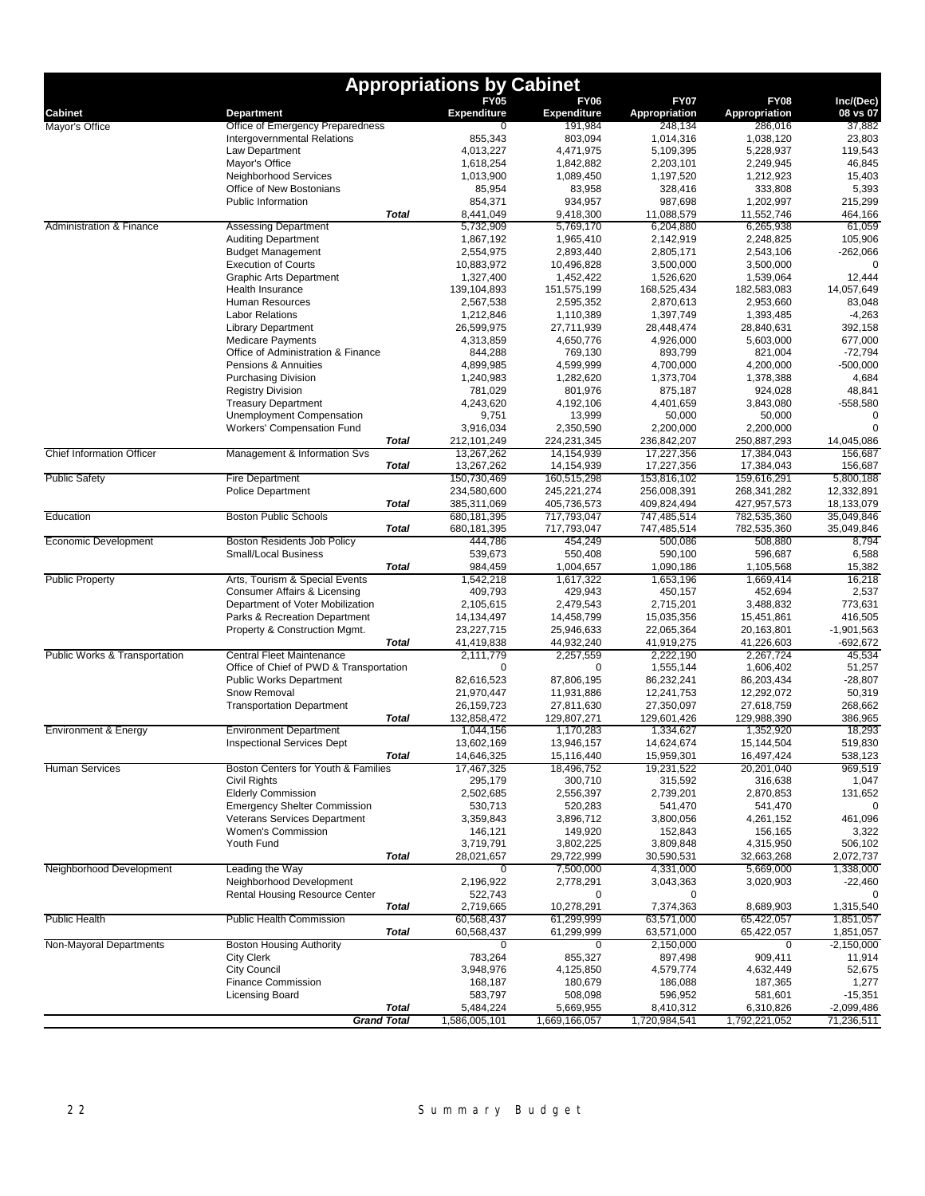# Appropriations by Cabinet

| Cabinet | Department | FY05 Expenditure | FY06 Expenditure | FY07 Appropriation | FY08 Appropriation | Inc/(Dec) 08 vs 07 |
|---|---|---|---|---|---|---|
| Mayor's Office | Office of Emergency Preparedness | 0 | 191,984 | 248,134 | 286,016 | 37,882 |
| | Intergovernmental Relations | 855,343 | 803,094 | 1,014,316 | 1,038,120 | 23,803 |
| | Law Department | 4,013,227 | 4,471,975 | 5,109,395 | 5,228,937 | 119,543 |
| | Mayor's Office | 1,618,254 | 1,842,882 | 2,203,101 | 2,249,945 | 46,845 |
| | Neighborhood Services | 1,013,900 | 1,089,450 | 1,197,520 | 1,212,923 | 15,403 |
| | Office of New Bostonians | 85,954 | 83,958 | 328,416 | 333,808 | 5,393 |
| | Public Information | 854,371 | 934,957 | 987,698 | 1,202,997 | 215,299 |
| | ***Total*** | 8,441,049 | 9,418,300 | 11,088,579 | 11,552,746 | 464,166 |
| Administration & Finance | Assessing Department | 5,732,909 | 5,769,170 | 6,204,880 | 6,265,938 | 61,059 |
| | Auditing Department | 1,867,192 | 1,965,410 | 2,142,919 | 2,248,825 | 105,906 |
| | Budget Management | 2,554,975 | 2,893,440 | 2,805,171 | 2,543,106 | -262,066 |
| | Execution of Courts | 10,883,972 | 10,496,828 | 3,500,000 | 3,500,000 | 0 |
| | Graphic Arts Department | 1,327,400 | 1,452,422 | 1,526,620 | 1,539,064 | 12,444 |
| | Health Insurance | 139,104,893 | 151,575,199 | 168,525,434 | 182,583,083 | 14,057,649 |
| | Human Resources | 2,567,538 | 2,595,352 | 2,870,613 | 2,953,660 | 83,048 |
| | Labor Relations | 1,212,846 | 1,110,389 | 1,397,749 | 1,393,485 | -4,263 |
| | Library Department | 26,599,975 | 27,711,939 | 28,448,474 | 28,840,631 | 392,158 |
| | Medicare Payments | 4,313,859 | 4,650,776 | 4,926,000 | 5,603,000 | 677,000 |
| | Office of Administration & Finance | 844,288 | 769,130 | 893,799 | 821,004 | -72,794 |
| | Pensions & Annuities | 4,899,985 | 4,599,999 | 4,700,000 | 4,200,000 | -500,000 |
| | Purchasing Division | 1,240,983 | 1,282,620 | 1,373,704 | 1,378,388 | 4,684 |
| | Registry Division | 781,029 | 801,976 | 875,187 | 924,028 | 48,841 |
| | Treasury Department | 4,243,620 | 4,192,106 | 4,401,659 | 3,843,080 | -558,580 |
| | Unemployment Compensation | 9,751 | 13,999 | 50,000 | 50,000 | 0 |
| | Workers' Compensation Fund | 3,916,034 | 2,350,590 | 2,200,000 | 2,200,000 | 0 |
| | ***Total*** | 212,101,249 | 224,231,345 | 236,842,207 | 250,887,293 | 14,045,086 |
| Chief Information Officer | Management & Information Svs | 13,267,262 | 14,154,939 | 17,227,356 | 17,384,043 | 156,687 |
| | ***Total*** | 13,267,262 | 14,154,939 | 17,227,356 | 17,384,043 | 156,687 |
| Public Safety | Fire Department | 150,730,469 | 160,515,298 | 153,816,102 | 159,616,291 | 5,800,188 |
| | Police Department | 234,580,600 | 245,221,274 | 256,008,391 | 268,341,282 | 12,332,891 |
| | ***Total*** | 385,311,069 | 405,736,573 | 409,824,494 | 427,957,573 | 18,133,079 |
| Education | Boston Public Schools | 680,181,395 | 717,793,047 | 747,485,514 | 782,535,360 | 35,049,846 |
| | ***Total*** | 680,181,395 | 717,793,047 | 747,485,514 | 782,535,360 | 35,049,846 |
| Economic Development | Boston Residents Job Policy | 444,786 | 454,249 | 500,086 | 508,880 | 8,794 |
| | Small/Local Business | 539,673 | 550,408 | 590,100 | 596,687 | 6,588 |
| | ***Total*** | 984,459 | 1,004,657 | 1,090,186 | 1,105,568 | 15,382 |
| Public Property | Arts, Tourism & Special Events | 1,542,218 | 1,617,322 | 1,653,196 | 1,669,414 | 16,218 |
| | Consumer Affairs & Licensing | 409,793 | 429,943 | 450,157 | 452,694 | 2,537 |
| | Department of Voter Mobilization | 2,105,615 | 2,479,543 | 2,715,201 | 3,488,832 | 773,631 |
| | Parks & Recreation Department | 14,134,497 | 14,458,799 | 15,035,356 | 15,451,861 | 416,505 |
| | Property & Construction Mgmt. | 23,227,715 | 25,946,633 | 22,065,364 | 20,163,801 | -1,901,563 |
| | ***Total*** | 41,419,838 | 44,932,240 | 41,919,275 | 41,226,603 | -692,672 |
| Public Works & Transportation | Central Fleet Maintenance | 2,111,779 | 2,257,559 | 2,222,190 | 2,267,724 | 45,534 |
| | Office of Chief of PWD & Transportation | 0 | 0 | 1,555,144 | 1,606,402 | 51,257 |
| | Public Works Department | 82,616,523 | 87,806,195 | 86,232,241 | 86,203,434 | -28,807 |
| | Snow Removal | 21,970,447 | 11,931,886 | 12,241,753 | 12,292,072 | 50,319 |
| | Transportation Department | 26,159,723 | 27,811,630 | 27,350,097 | 27,618,759 | 268,662 |
| | ***Total*** | 132,858,472 | 129,807,271 | 129,601,426 | 129,988,390 | 386,965 |
| Environment & Energy | Environment Department | 1,044,156 | 1,170,283 | 1,334,627 | 1,352,920 | 18,293 |
| | Inspectional Services Dept | 13,602,169 | 13,946,157 | 14,624,674 | 15,144,504 | 519,830 |
| | ***Total*** | 14,646,325 | 15,116,440 | 15,959,301 | 16,497,424 | 538,123 |
| Human Services | Boston Centers for Youth & Families | 17,467,325 | 18,496,752 | 19,231,522 | 20,201,040 | 969,519 |
| | Civil Rights | 295,179 | 300,710 | 315,592 | 316,638 | 1,047 |
| | Elderly Commission | 2,502,685 | 2,556,397 | 2,739,201 | 2,870,853 | 131,652 |
| | Emergency Shelter Commission | 530,713 | 520,283 | 541,470 | 541,470 | 0 |
| | Veterans Services Department | 3,359,843 | 3,896,712 | 3,800,056 | 4,261,152 | 461,096 |
| | Women's Commission | 146,121 | 149,920 | 152,843 | 156,165 | 3,322 |
| | Youth Fund | 3,719,791 | 3,802,225 | 3,809,848 | 4,315,950 | 506,102 |
| | ***Total*** | 28,021,657 | 29,722,999 | 30,590,531 | 32,663,268 | 2,072,737 |
| Neighborhood Development | Leading the Way | 0 | 7,500,000 | 4,331,000 | 5,669,000 | 1,338,000 |
| | Neighborhood Development | 2,196,922 | 2,778,291 | 3,043,363 | 3,020,903 | -22,460 |
| | Rental Housing Resource Center | 522,743 | 0 | 0 | | 0 |
| | ***Total*** | 2,719,665 | 10,278,291 | 7,374,363 | 8,689,903 | 1,315,540 |
| Public Health | Public Health Commission | 60,568,437 | 61,299,999 | 63,571,000 | 65,422,057 | 1,851,057 |
| | ***Total*** | 60,568,437 | 61,299,999 | 63,571,000 | 65,422,057 | 1,851,057 |
| Non-Mayoral Departments | Boston Housing Authority | 0 | 0 | 2,150,000 | 0 | -2,150,000 |
| | City Clerk | 783,264 | 855,327 | 897,498 | 909,411 | 11,914 |
| | City Council | 3,948,976 | 4,125,850 | 4,579,774 | 4,632,449 | 52,675 |
| | Finance Commission | 168,187 | 180,679 | 186,088 | 187,365 | 1,277 |
| | Licensing Board | 583,797 | 508,098 | 596,952 | 581,601 | -15,351 |
| | ***Total*** | 5,484,224 | 5,669,955 | 8,410,312 | 6,310,826 | -2,099,486 |
| | ***Grand Total*** | 1,586,005,101 | 1,669,166,057 | 1,720,984,541 | 1,792,221,052 | 71,236,511 |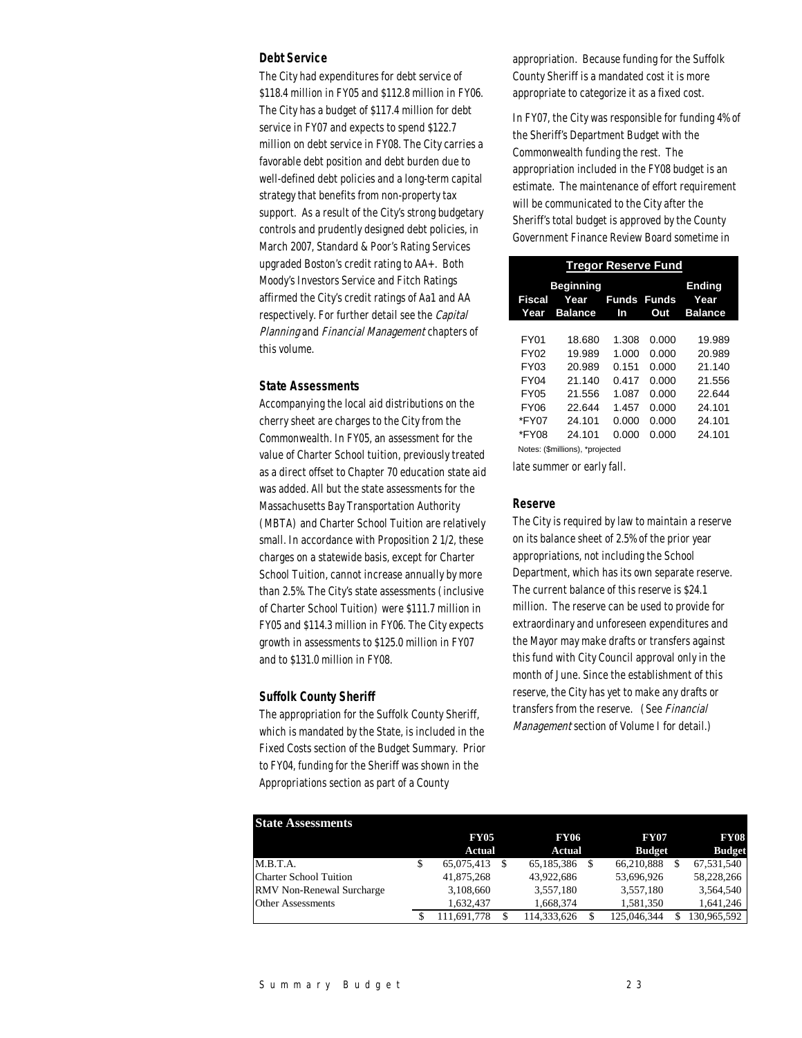### Debt Service

The City had expenditures for debt service of \$118.4 million in FY05 and \$112.8 million in FY06. The City has a budget of \$117.4 million for debt service in FY07 and expects to spend \$122.7 million on debt service in FY08. The City carries a favorable debt position and debt burden due to well-defined debt policies and a long-term capital strategy that benefits from non-property tax support. As a result of the City's strong budgetary controls and prudently designed debt policies, in March 2007, Standard & Poor's Rating Services upgraded Boston's credit rating to AA+. Both Moody's Investors Service and Fitch Ratings affirmed the City's credit ratings of Aa1 and AA respectively. For further detail see the *Capital Planning* and *Financial Management* chapters of this volume.

### State Assessments

Accompanying the local aid distributions on the cherry sheet are charges to the City from the Commonwealth. In FY05, an assessment for the value of Charter School tuition, previously treated as a direct offset to Chapter 70 education state aid was added. All but the state assessments for the Massachusetts Bay Transportation Authority (MBTA) and Charter School Tuition are relatively small. In accordance with Proposition 2 1/2, these charges on a statewide basis, except for Charter School Tuition, cannot increase annually by more than 2.5%. The City's state assessments (inclusive of Charter School Tuition) were \$111.7 million in FY05 and \$114.3 million in FY06. The City expects growth in assessments to \$125.0 million in FY07 and to \$131.0 million in FY08.

### Suffolk County Sheriff

The appropriation for the Suffolk County Sheriff, which is mandated by the State, is included in the Fixed Costs section of the Budget Summary. Prior to FY04, funding for the Sheriff was shown in the Appropriations section as part of a County appropriation. Because funding for the Suffolk County Sheriff is a mandated cost it is more appropriate to categorize it as a fixed cost.

In FY07, the City was responsible for funding 4% of the Sheriff's Department Budget with the Commonwealth funding the rest. The appropriation included in the FY08 budget is an estimate. The maintenance of effort requirement will be communicated to the City after the Sheriff's total budget is approved by the County Government Finance Review Board sometime in late summer or early fall.

**Tregor Reserve Fund**

| Fiscal Year | Beginning Year Balance | Funds In | Funds Out | Ending Year Balance |
|---|---|---|---|---|
| FY01 | 18.680 | 1.308 | 0.000 | 19.989 |
| FY02 | 19.989 | 1.000 | 0.000 | 20.989 |
| FY03 | 20.989 | 0.151 | 0.000 | 21.140 |
| FY04 | 21.140 | 0.417 | 0.000 | 21.556 |
| FY05 | 21.556 | 1.087 | 0.000 | 22.644 |
| FY06 | 22.644 | 1.457 | 0.000 | 24.101 |
| *FY07 | 24.101 | 0.000 | 0.000 | 24.101 |
| *FY08 | 24.101 | 0.000 | 0.000 | 24.101 |

Notes: (\$millions), *projected

### Reserve

The City is required by law to maintain a reserve on its balance sheet of 2.5% of the prior year appropriations, not including the School Department, which has its own separate reserve. The current balance of this reserve is \$24.1 million. The reserve can be used to provide for extraordinary and unforeseen expenditures and the Mayor may make drafts or transfers against this fund with City Council approval only in the month of June. Since the establishment of this reserve, the City has yet to make any drafts or transfers from the reserve. (See *Financial Management* section of Volume I for detail.)

**State Assessments**

| | FY05 Actual | FY06 Actual | FY07 Budget | FY08 Budget |
|---|---|---|---|---|
| M.B.T.A. | \$ 65,075,413 | \$ 65,185,386 | \$ 66,210,888 | \$ 67,531,540 |
| Charter School Tuition | 41,875,268 | 43,922,686 | 53,696,926 | 58,228,266 |
| RMV Non-Renewal Surcharge | 3,108,660 | 3,557,180 | 3,557,180 | 3,564,540 |
| Other Assessments | 1,632,437 | 1,668,374 | 1,581,350 | 1,641,246 |
| | \$ 111,691,778 | \$ 114,333,626 | \$ 125,046,344 | \$ 130,965,592 |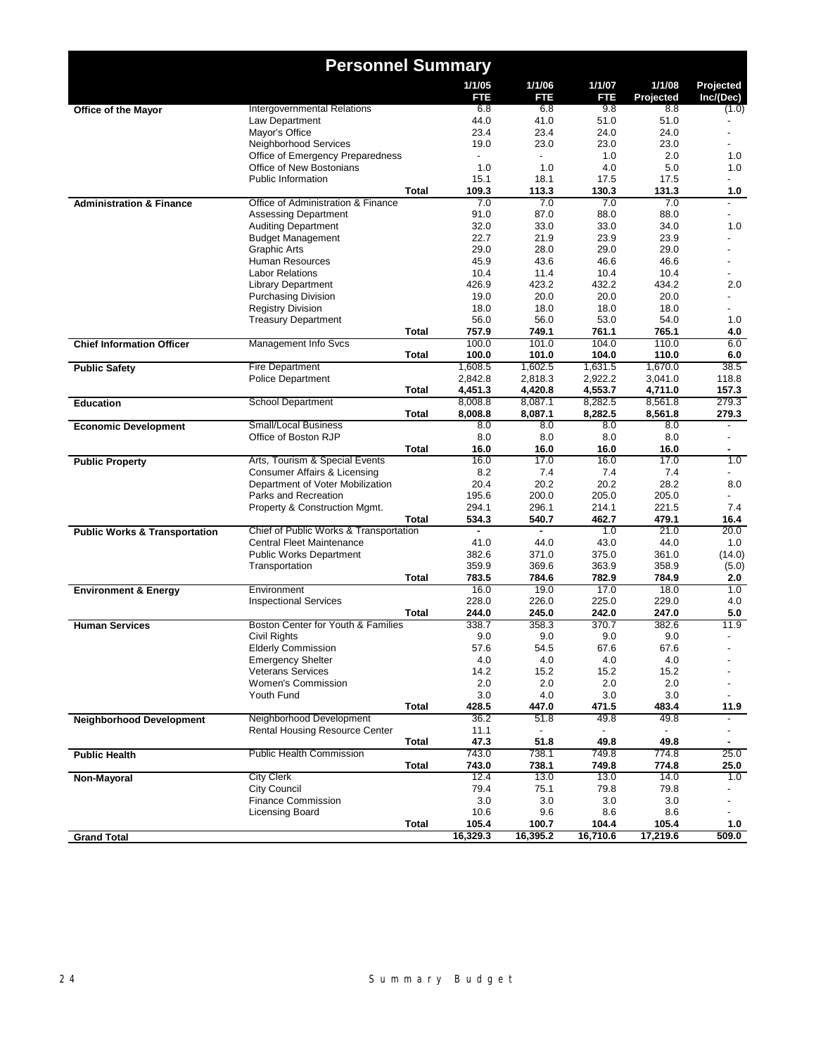# Personnel Summary

| | | | 1/1/05 FTE | 1/1/06 FTE | 1/1/07 FTE | 1/1/08 Projected | Projected Inc/(Dec) |
|---|---|---|---|---|---|---|---|
| **Office of the Mayor** | Intergovernmental Relations | | 6.8 | 6.8 | 9.8 | 8.8 | (1.0) |
| | Law Department | | 44.0 | 41.0 | 51.0 | 51.0 | - |
| | Mayor's Office | | 23.4 | 23.4 | 24.0 | 24.0 | - |
| | Neighborhood Services | | 19.0 | 23.0 | 23.0 | 23.0 | - |
| | Office of Emergency Preparedness | | - | - | 1.0 | 2.0 | 1.0 |
| | Office of New Bostonians | | 1.0 | 1.0 | 4.0 | 5.0 | 1.0 |
| | Public Information | | 15.1 | 18.1 | 17.5 | 17.5 | - |
| | | **Total** | **109.3** | **113.3** | **130.3** | **131.3** | **1.0** |
| **Administration & Finance** | Office of Administration & Finance | | 7.0 | 7.0 | 7.0 | 7.0 | - |
| | Assessing Department | | 91.0 | 87.0 | 88.0 | 88.0 | - |
| | Auditing Department | | 32.0 | 33.0 | 33.0 | 34.0 | 1.0 |
| | Budget Management | | 22.7 | 21.9 | 23.9 | 23.9 | - |
| | Graphic Arts | | 29.0 | 28.0 | 29.0 | 29.0 | - |
| | Human Resources | | 45.9 | 43.6 | 46.6 | 46.6 | - |
| | Labor Relations | | 10.4 | 11.4 | 10.4 | 10.4 | - |
| | Library Department | | 426.9 | 423.2 | 432.2 | 434.2 | 2.0 |
| | Purchasing Division | | 19.0 | 20.0 | 20.0 | 20.0 | - |
| | Registry Division | | 18.0 | 18.0 | 18.0 | 18.0 | - |
| | Treasury Department | | 56.0 | 56.0 | 53.0 | 54.0 | 1.0 |
| | | **Total** | **757.9** | **749.1** | **761.1** | **765.1** | **4.0** |
| **Chief Information Officer** | Management Info Svcs | | 100.0 | 101.0 | 104.0 | 110.0 | 6.0 |
| | | **Total** | **100.0** | **101.0** | **104.0** | **110.0** | **6.0** |
| **Public Safety** | Fire Department | | 1,608.5 | 1,602.5 | 1,631.5 | 1,670.0 | 38.5 |
| | Police Department | | 2,842.8 | 2,818.3 | 2,922.2 | 3,041.0 | 118.8 |
| | | **Total** | **4,451.3** | **4,420.8** | **4,553.7** | **4,711.0** | **157.3** |
| **Education** | School Department | | 8,008.8 | 8,087.1 | 8,282.5 | 8,561.8 | 279.3 |
| | | **Total** | **8,008.8** | **8,087.1** | **8,282.5** | **8,561.8** | **279.3** |
| **Economic Development** | Small/Local Business | | 8.0 | 8.0 | 8.0 | 8.0 | - |
| | Office of Boston RJP | | 8.0 | 8.0 | 8.0 | 8.0 | - |
| | | **Total** | **16.0** | **16.0** | **16.0** | **16.0** | **-** |
| **Public Property** | Arts, Tourism & Special Events | | 16.0 | 17.0 | 16.0 | 17.0 | 1.0 |
| | Consumer Affairs & Licensing | | 8.2 | 7.4 | 7.4 | 7.4 | - |
| | Department of Voter Mobilization | | 20.4 | 20.2 | 20.2 | 28.2 | 8.0 |
| | Parks and Recreation | | 195.6 | 200.0 | 205.0 | 205.0 | - |
| | Property & Construction Mgmt. | | 294.1 | 296.1 | 214.1 | 221.5 | 7.4 |
| | | **Total** | **534.3** | **540.7** | **462.7** | **479.1** | **16.4** |
| **Public Works & Transportation** | Chief of Public Works & Transportation | | - | - | 1.0 | 21.0 | 20.0 |
| | Central Fleet Maintenance | | 41.0 | 44.0 | 43.0 | 44.0 | 1.0 |
| | Public Works Department | | 382.6 | 371.0 | 375.0 | 361.0 | (14.0) |
| | Transportation | | 359.9 | 369.6 | 363.9 | 358.9 | (5.0) |
| | | **Total** | **783.5** | **784.6** | **782.9** | **784.9** | **2.0** |
| **Environment & Energy** | Environment | | 16.0 | 19.0 | 17.0 | 18.0 | 1.0 |
| | Inspectional Services | | 228.0 | 226.0 | 225.0 | 229.0 | 4.0 |
| | | **Total** | **244.0** | **245.0** | **242.0** | **247.0** | **5.0** |
| **Human Services** | Boston Center for Youth & Families | | 338.7 | 358.3 | 370.7 | 382.6 | 11.9 |
| | Civil Rights | | 9.0 | 9.0 | 9.0 | 9.0 | - |
| | Elderly Commission | | 57.6 | 54.5 | 67.6 | 67.6 | - |
| | Emergency Shelter | | 4.0 | 4.0 | 4.0 | 4.0 | - |
| | Veterans Services | | 14.2 | 15.2 | 15.2 | 15.2 | - |
| | Women's Commission | | 2.0 | 2.0 | 2.0 | 2.0 | - |
| | Youth Fund | | 3.0 | 4.0 | 3.0 | 3.0 | - |
| | | **Total** | **428.5** | **447.0** | **471.5** | **483.4** | **11.9** |
| **Neighborhood Development** | Neighborhood Development | | 36.2 | 51.8 | 49.8 | 49.8 | - |
| | Rental Housing Resource Center | | 11.1 | - | - | - | - |
| | | **Total** | **47.3** | **51.8** | **49.8** | **49.8** | **-** |
| **Public Health** | Public Health Commission | | 743.0 | 738.1 | 749.8 | 774.8 | 25.0 |
| | | **Total** | **743.0** | **738.1** | **749.8** | **774.8** | **25.0** |
| **Non-Mayoral** | City Clerk | | 12.4 | 13.0 | 13.0 | 14.0 | 1.0 |
| | City Council | | 79.4 | 75.1 | 79.8 | 79.8 | - |
| | Finance Commission | | 3.0 | 3.0 | 3.0 | 3.0 | - |
| | Licensing Board | | 10.6 | 9.6 | 8.6 | 8.6 | - |
| | | **Total** | **105.4** | **100.7** | **104.4** | **105.4** | **1.0** |
| **Grand Total** | | | **16,329.3** | **16,395.2** | **16,710.6** | **17,219.6** | **509.0** |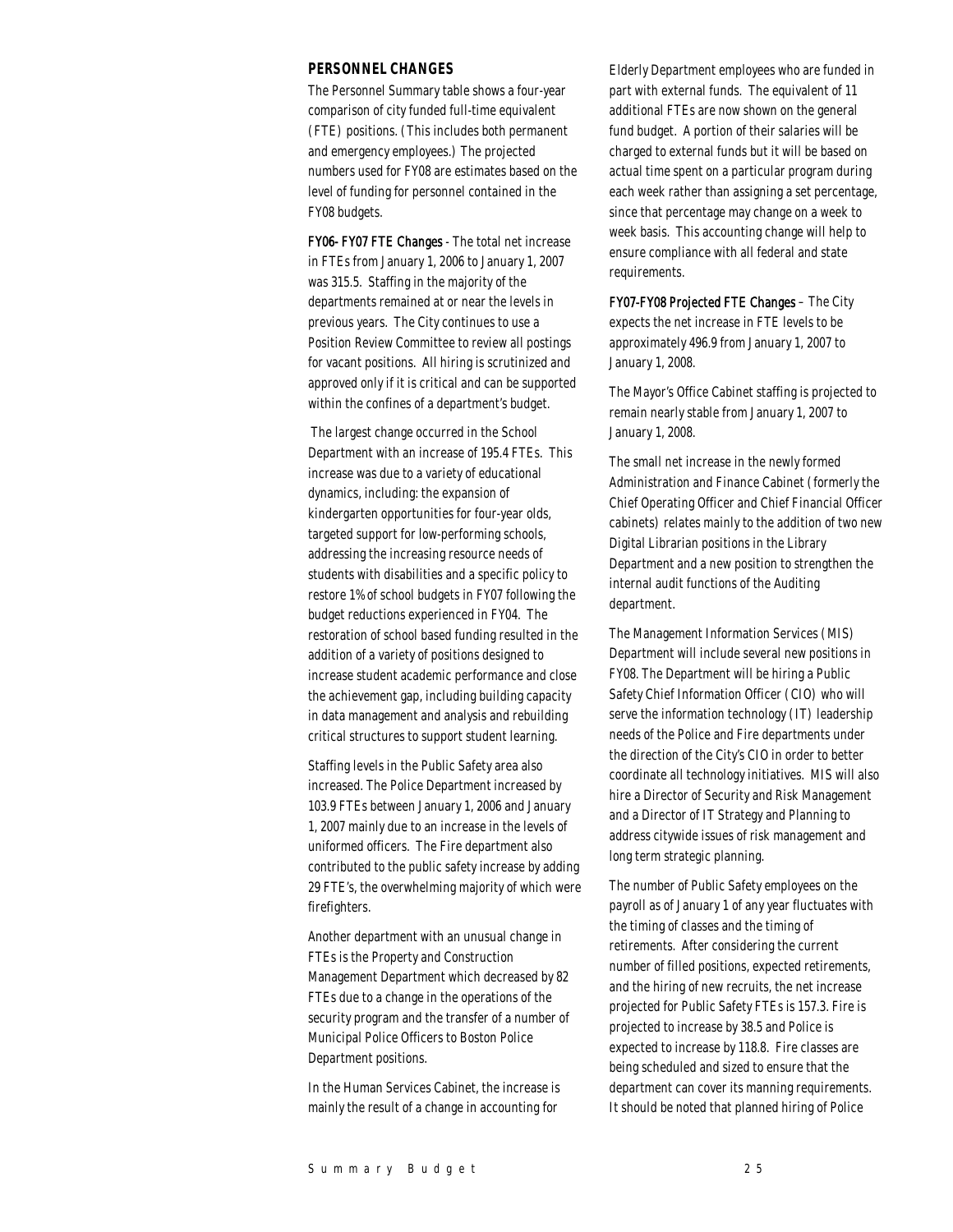## PERSONNEL CHANGES

The Personnel Summary table shows a four-year comparison of city funded full-time equivalent (FTE) positions. (This includes both permanent and emergency employees.) The projected numbers used for FY08 are estimates based on the level of funding for personnel contained in the FY08 budgets.

*FY06- FY07 FTE Changes* - The total net increase in FTEs from January 1, 2006 to January 1, 2007 was 315.5. Staffing in the majority of the departments remained at or near the levels in previous years. The City continues to use a Position Review Committee to review all postings for vacant positions. All hiring is scrutinized and approved only if it is critical and can be supported within the confines of a department's budget.

The largest change occurred in the School Department with an increase of 195.4 FTEs. This increase was due to a variety of educational dynamics, including: the expansion of kindergarten opportunities for four-year olds, targeted support for low-performing schools, addressing the increasing resource needs of students with disabilities and a specific policy to restore 1% of school budgets in FY07 following the budget reductions experienced in FY04. The restoration of school based funding resulted in the addition of a variety of positions designed to increase student academic performance and close the achievement gap, including building capacity in data management and analysis and rebuilding critical structures to support student learning.

Staffing levels in the Public Safety area also increased. The Police Department increased by 103.9 FTEs between January 1, 2006 and January 1, 2007 mainly due to an increase in the levels of uniformed officers. The Fire department also contributed to the public safety increase by adding 29 FTE's, the overwhelming majority of which were firefighters.

Another department with an unusual change in FTEs is the Property and Construction Management Department which decreased by 82 FTEs due to a change in the operations of the security program and the transfer of a number of Municipal Police Officers to Boston Police Department positions.

In the Human Services Cabinet, the increase is mainly the result of a change in accounting for Elderly Department employees who are funded in part with external funds. The equivalent of 11 additional FTEs are now shown on the general fund budget. A portion of their salaries will be charged to external funds but it will be based on actual time spent on a particular program during each week rather than assigning a set percentage, since that percentage may change on a week to week basis. This accounting change will help to ensure compliance with all federal and state requirements.

*FY07-FY08 Projected FTE Changes* – The City expects the net increase in FTE levels to be approximately 496.9 from January 1, 2007 to January 1, 2008.

The Mayor's Office Cabinet staffing is projected to remain nearly stable from January 1, 2007 to January 1, 2008.

The small net increase in the newly formed Administration and Finance Cabinet (formerly the Chief Operating Officer and Chief Financial Officer cabinets) relates mainly to the addition of two new Digital Librarian positions in the Library Department and a new position to strengthen the internal audit functions of the Auditing department.

The Management Information Services (MIS) Department will include several new positions in FY08. The Department will be hiring a Public Safety Chief Information Officer (CIO) who will serve the information technology (IT) leadership needs of the Police and Fire departments under the direction of the City's CIO in order to better coordinate all technology initiatives. MIS will also hire a Director of Security and Risk Management and a Director of IT Strategy and Planning to address citywide issues of risk management and long term strategic planning.

The number of Public Safety employees on the payroll as of January 1 of any year fluctuates with the timing of classes and the timing of retirements. After considering the current number of filled positions, expected retirements, and the hiring of new recruits, the net increase projected for Public Safety FTEs is 157.3. Fire is projected to increase by 38.5 and Police is expected to increase by 118.8. Fire classes are being scheduled and sized to ensure that the department can cover its manning requirements. It should be noted that planned hiring of Police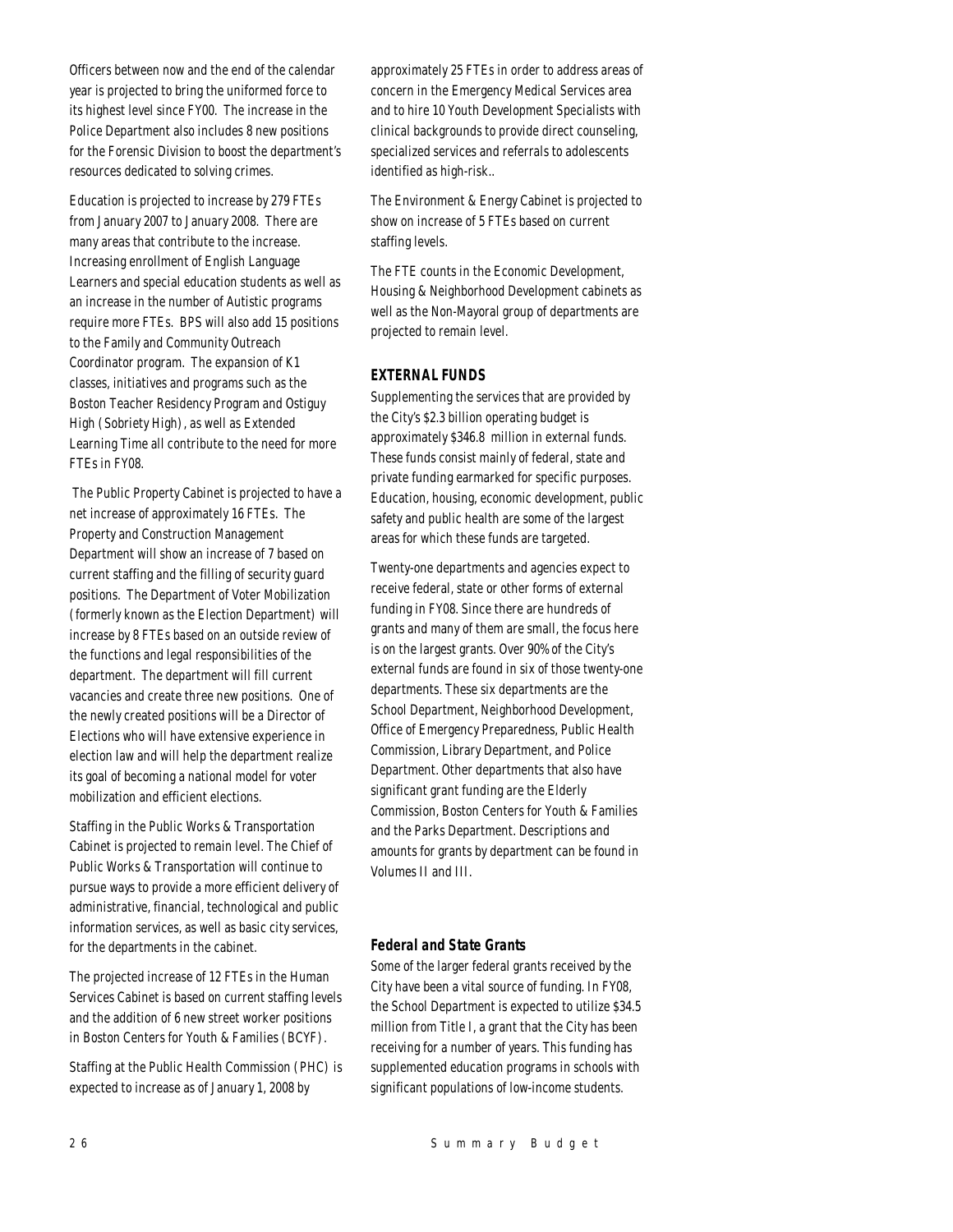Officers between now and the end of the calendar year is projected to bring the uniformed force to its highest level since FY00. The increase in the Police Department also includes 8 new positions for the Forensic Division to boost the department's resources dedicated to solving crimes.

Education is projected to increase by 279 FTEs from January 2007 to January 2008. There are many areas that contribute to the increase. Increasing enrollment of English Language Learners and special education students as well as an increase in the number of Autistic programs require more FTEs. BPS will also add 15 positions to the Family and Community Outreach Coordinator program. The expansion of K1 classes, initiatives and programs such as the Boston Teacher Residency Program and Ostiguy High (Sobriety High), as well as Extended Learning Time all contribute to the need for more FTEs in FY08.

The Public Property Cabinet is projected to have a net increase of approximately 16 FTEs. The Property and Construction Management Department will show an increase of 7 based on current staffing and the filling of security guard positions. The Department of Voter Mobilization (formerly known as the Election Department) will increase by 8 FTEs based on an outside review of the functions and legal responsibilities of the department. The department will fill current vacancies and create three new positions. One of the newly created positions will be a Director of Elections who will have extensive experience in election law and will help the department realize its goal of becoming a national model for voter mobilization and efficient elections.

Staffing in the Public Works & Transportation Cabinet is projected to remain level. The Chief of Public Works & Transportation will continue to pursue ways to provide a more efficient delivery of administrative, financial, technological and public information services, as well as basic city services, for the departments in the cabinet.

The projected increase of 12 FTEs in the Human Services Cabinet is based on current staffing levels and the addition of 6 new street worker positions in Boston Centers for Youth & Families (BCYF).

Staffing at the Public Health Commission (PHC) is expected to increase as of January 1, 2008 by approximately 25 FTEs in order to address areas of concern in the Emergency Medical Services area and to hire 10 Youth Development Specialists with clinical backgrounds to provide direct counseling, specialized services and referrals to adolescents identified as high-risk..

The Environment & Energy Cabinet is projected to show on increase of 5 FTEs based on current staffing levels.

The FTE counts in the Economic Development, Housing & Neighborhood Development cabinets as well as the Non-Mayoral group of departments are projected to remain level.

### *EXTERNAL FUNDS*

Supplementing the services that are provided by the City's $2.3 billion operating budget is approximately $346.8 million in external funds. These funds consist mainly of federal, state and private funding earmarked for specific purposes. Education, housing, economic development, public safety and public health are some of the largest areas for which these funds are targeted.

Twenty-one departments and agencies expect to receive federal, state or other forms of external funding in FY08. Since there are hundreds of grants and many of them are small, the focus here is on the largest grants. Over 90% of the City's external funds are found in six of those twenty-one departments. These six departments are the School Department, Neighborhood Development, Office of Emergency Preparedness, Public Health Commission, Library Department, and Police Department. Other departments that also have significant grant funding are the Elderly Commission, Boston Centers for Youth & Families and the Parks Department. Descriptions and amounts for grants by department can be found in Volumes II and III.

#### *Federal and State Grants*

Some of the larger federal grants received by the City have been a vital source of funding. In FY08, the School Department is expected to utilize $34.5 million from Title I, a grant that the City has been receiving for a number of years. This funding has supplemented education programs in schools with significant populations of low-income students.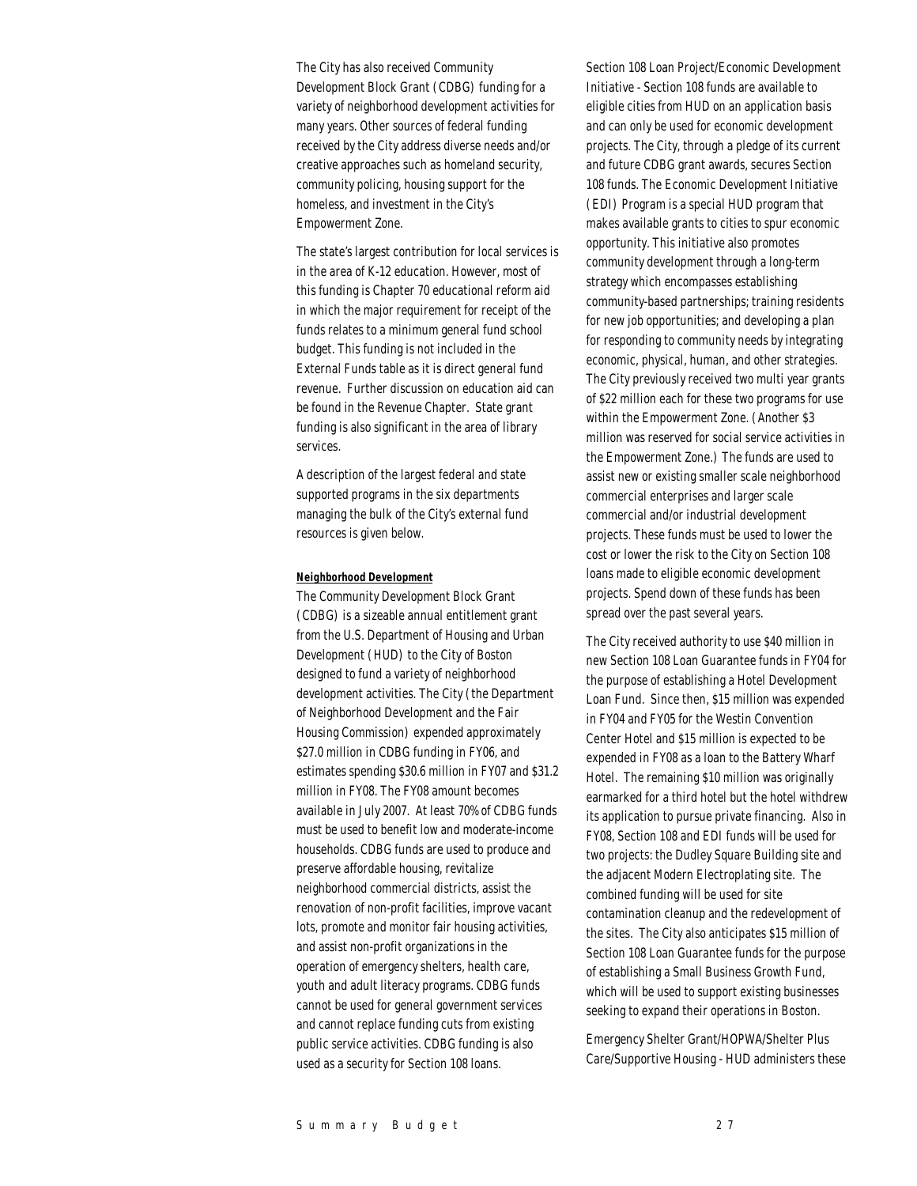The City has also received Community Development Block Grant (CDBG) funding for a variety of neighborhood development activities for many years. Other sources of federal funding received by the City address diverse needs and/or creative approaches such as homeland security, community policing, housing support for the homeless, and investment in the City's Empowerment Zone.

The state's largest contribution for local services is in the area of K-12 education. However, most of this funding is Chapter 70 educational reform aid in which the major requirement for receipt of the funds relates to a minimum general fund school budget. This funding is not included in the External Funds table as it is direct general fund revenue. Further discussion on education aid can be found in the Revenue Chapter. State grant funding is also significant in the area of library services.

A description of the largest federal and state supported programs in the six departments managing the bulk of the City's external fund resources is given below.

**Neighborhood Development**

The Community Development Block Grant (CDBG) is a sizeable annual entitlement grant from the U.S. Department of Housing and Urban Development (HUD) to the City of Boston designed to fund a variety of neighborhood development activities. The City (the Department of Neighborhood Development and the Fair Housing Commission) expended approximately $27.0 million in CDBG funding in FY06, and estimates spending $30.6 million in FY07 and $31.2 million in FY08. The FY08 amount becomes available in July 2007. At least 70% of CDBG funds must be used to benefit low and moderate-income households. CDBG funds are used to produce and preserve affordable housing, revitalize neighborhood commercial districts, assist the renovation of non-profit facilities, improve vacant lots, promote and monitor fair housing activities, and assist non-profit organizations in the operation of emergency shelters, health care, youth and adult literacy programs. CDBG funds cannot be used for general government services and cannot replace funding cuts from existing public service activities. CDBG funding is also used as a security for Section 108 loans.

Section 108 Loan Project/Economic Development Initiative - Section 108 funds are available to eligible cities from HUD on an application basis and can only be used for economic development projects. The City, through a pledge of its current and future CDBG grant awards, secures Section 108 funds. The Economic Development Initiative (EDI) Program is a special HUD program that makes available grants to cities to spur economic opportunity. This initiative also promotes community development through a long-term strategy which encompasses establishing community-based partnerships; training residents for new job opportunities; and developing a plan for responding to community needs by integrating economic, physical, human, and other strategies. The City previously received two multi year grants of $22 million each for these two programs for use within the Empowerment Zone. (Another $3 million was reserved for social service activities in the Empowerment Zone.) The funds are used to assist new or existing smaller scale neighborhood commercial enterprises and larger scale commercial and/or industrial development projects. These funds must be used to lower the cost or lower the risk to the City on Section 108 loans made to eligible economic development projects. Spend down of these funds has been spread over the past several years.

The City received authority to use $40 million in new Section 108 Loan Guarantee funds in FY04 for the purpose of establishing a Hotel Development Loan Fund. Since then, $15 million was expended in FY04 and FY05 for the Westin Convention Center Hotel and $15 million is expected to be expended in FY08 as a loan to the Battery Wharf Hotel. The remaining $10 million was originally earmarked for a third hotel but the hotel withdrew its application to pursue private financing. Also in FY08, Section 108 and EDI funds will be used for two projects: the Dudley Square Building site and the adjacent Modern Electroplating site. The combined funding will be used for site contamination cleanup and the redevelopment of the sites. The City also anticipates $15 million of Section 108 Loan Guarantee funds for the purpose of establishing a Small Business Growth Fund, which will be used to support existing businesses seeking to expand their operations in Boston.

Emergency Shelter Grant/HOPWA/Shelter Plus Care/Supportive Housing - HUD administers these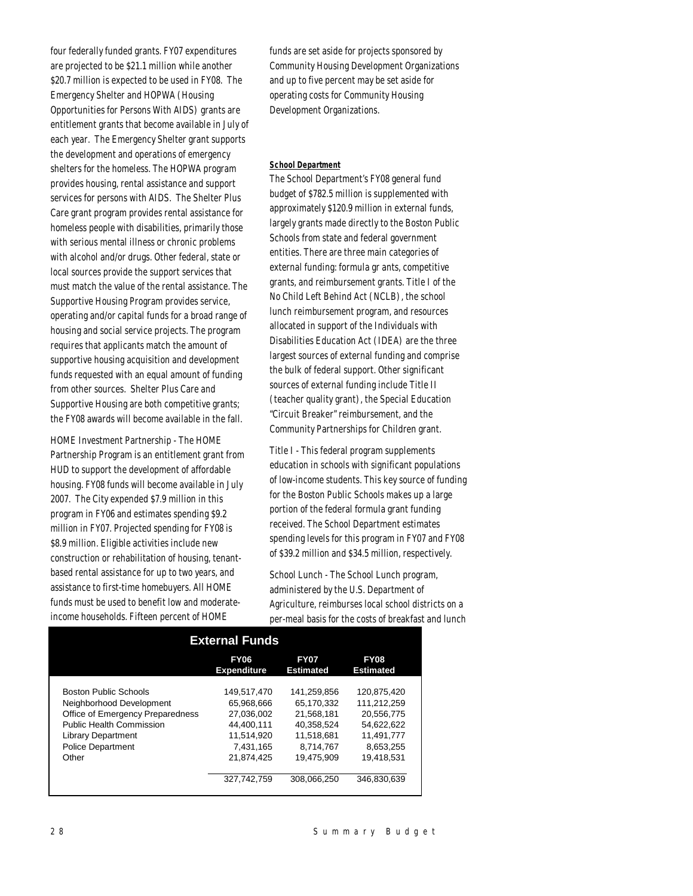four federally funded grants. FY07 expenditures are projected to be $21.1 million while another $20.7 million is expected to be used in FY08. The Emergency Shelter and HOPWA (Housing Opportunities for Persons With AIDS) grants are entitlement grants that become available in July of each year. The Emergency Shelter grant supports the development and operations of emergency shelters for the homeless. The HOPWA program provides housing, rental assistance and support services for persons with AIDS. The Shelter Plus Care grant program provides rental assistance for homeless people with disabilities, primarily those with serious mental illness or chronic problems with alcohol and/or drugs. Other federal, state or local sources provide the support services that must match the value of the rental assistance. The Supportive Housing Program provides service, operating and/or capital funds for a broad range of housing and social service projects. The program requires that applicants match the amount of supportive housing acquisition and development funds requested with an equal amount of funding from other sources. Shelter Plus Care and Supportive Housing are both competitive grants; the FY08 awards will become available in the fall.

HOME Investment Partnership - The HOME Partnership Program is an entitlement grant from HUD to support the development of affordable housing. FY08 funds will become available in July 2007. The City expended $7.9 million in this program in FY06 and estimates spending $9.2 million in FY07. Projected spending for FY08 is $8.9 million. Eligible activities include new construction or rehabilitation of housing, tenant-based rental assistance for up to two years, and assistance to first-time homebuyers. All HOME funds must be used to benefit low and moderate-income households. Fifteen percent of HOME funds are set aside for projects sponsored by Community Housing Development Organizations and up to five percent may be set aside for operating costs for Community Housing Development Organizations.

**School Department**

The School Department's FY08 general fund budget of $782.5 million is supplemented with approximately $120.9 million in external funds, largely grants made directly to the Boston Public Schools from state and federal government entities. There are three main categories of external funding: formula gr ants, competitive grants, and reimbursement grants. Title I of the No Child Left Behind Act (NCLB), the school lunch reimbursement program, and resources allocated in support of the Individuals with Disabilities Education Act (IDEA) are the three largest sources of external funding and comprise the bulk of federal support. Other significant sources of external funding include Title II (teacher quality grant), the Special Education "Circuit Breaker" reimbursement, and the Community Partnerships for Children grant.

Title I - This federal program supplements education in schools with significant populations of low-income students. This key source of funding for the Boston Public Schools makes up a large portion of the federal formula grant funding received. The School Department estimates spending levels for this program in FY07 and FY08 of $39.2 million and $34.5 million, respectively.

School Lunch - The School Lunch program, administered by the U.S. Department of Agriculture, reimburses local school districts on a per-meal basis for the costs of breakfast and lunch

**External Funds**

| | FY06 Expenditure | FY07 Estimated | FY08 Estimated |
|---|---|---|---|
| Boston Public Schools | 149,517,470 | 141,259,856 | 120,875,420 |
| Neighborhood Development | 65,968,666 | 65,170,332 | 111,212,259 |
| Office of Emergency Preparedness | 27,036,002 | 21,568,181 | 20,556,775 |
| Public Health Commission | 44,400,111 | 40,358,524 | 54,622,622 |
| Library Department | 11,514,920 | 11,518,681 | 11,491,777 |
| Police Department | 7,431,165 | 8,714,767 | 8,653,255 |
| Other | 21,874,425 | 19,475,909 | 19,418,531 |
| | 327,742,759 | 308,066,250 | 346,830,639 |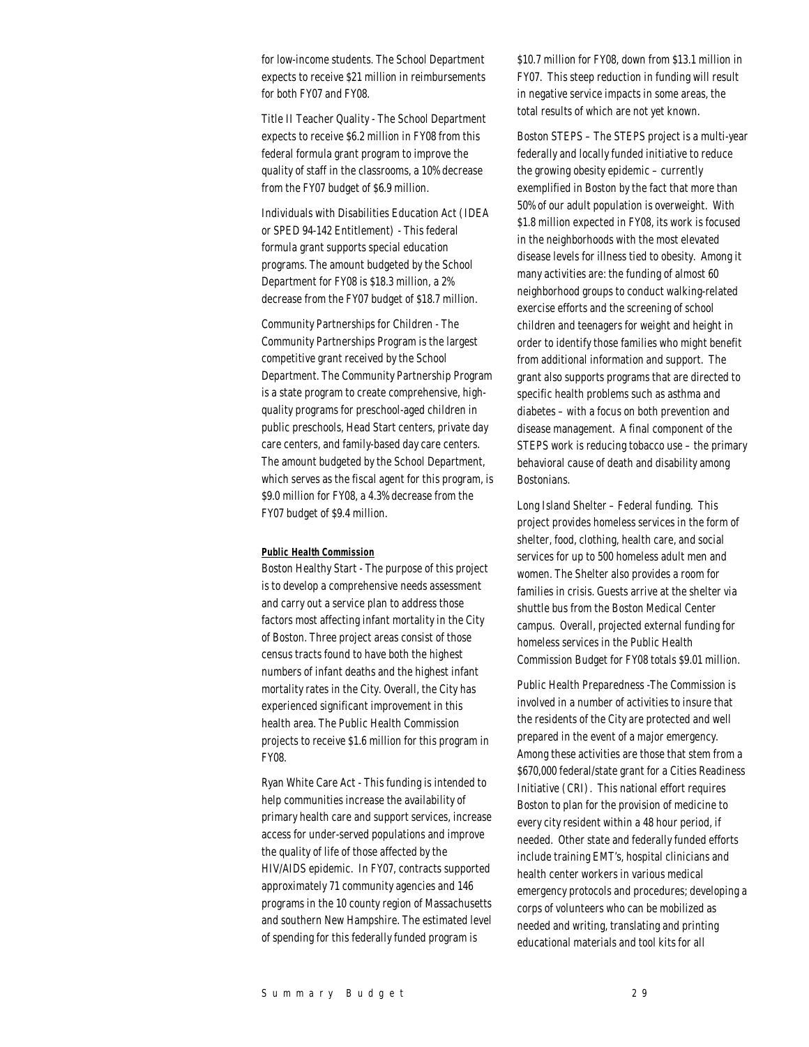for low-income students. The School Department expects to receive $21 million in reimbursements for both FY07 and FY08.

Title II Teacher Quality - The School Department expects to receive $6.2 million in FY08 from this federal formula grant program to improve the quality of staff in the classrooms, a 10% decrease from the FY07 budget of $6.9 million.

Individuals with Disabilities Education Act (IDEA or SPED 94-142 Entitlement) - This federal formula grant supports special education programs. The amount budgeted by the School Department for FY08 is $18.3 million, a 2% decrease from the FY07 budget of $18.7 million.

Community Partnerships for Children - The Community Partnerships Program is the largest competitive grant received by the School Department. The Community Partnership Program is a state program to create comprehensive, high-quality programs for preschool-aged children in public preschools, Head Start centers, private day care centers, and family-based day care centers. The amount budgeted by the School Department, which serves as the fiscal agent for this program, is $9.0 million for FY08, a 4.3% decrease from the FY07 budget of $9.4 million.

**Public Health Commission**

Boston Healthy Start - The purpose of this project is to develop a comprehensive needs assessment and carry out a service plan to address those factors most affecting infant mortality in the City of Boston. Three project areas consist of those census tracts found to have both the highest numbers of infant deaths and the highest infant mortality rates in the City. Overall, the City has experienced significant improvement in this health area. The Public Health Commission projects to receive $1.6 million for this program in FY08.

Ryan White Care Act - This funding is intended to help communities increase the availability of primary health care and support services, increase access for under-served populations and improve the quality of life of those affected by the HIV/AIDS epidemic. In FY07, contracts supported approximately 71 community agencies and 146 programs in the 10 county region of Massachusetts and southern New Hampshire. The estimated level of spending for this federally funded program is $10.7 million for FY08, down from $13.1 million in FY07. This steep reduction in funding will result in negative service impacts in some areas, the total results of which are not yet known.

Boston STEPS – The STEPS project is a multi-year federally and locally funded initiative to reduce the growing obesity epidemic – currently exemplified in Boston by the fact that more than 50% of our adult population is overweight. With $1.8 million expected in FY08, its work is focused in the neighborhoods with the most elevated disease levels for illness tied to obesity. Among it many activities are: the funding of almost 60 neighborhood groups to conduct walking-related exercise efforts and the screening of school children and teenagers for weight and height in order to identify those families who might benefit from additional information and support. The grant also supports programs that are directed to specific health problems such as asthma and diabetes – with a focus on both prevention and disease management. A final component of the STEPS work is reducing tobacco use – the primary behavioral cause of death and disability among Bostonians.

Long Island Shelter – Federal funding. This project provides homeless services in the form of shelter, food, clothing, health care, and social services for up to 500 homeless adult men and women. The Shelter also provides a room for families in crisis. Guests arrive at the shelter via shuttle bus from the Boston Medical Center campus. Overall, projected external funding for homeless services in the Public Health Commission Budget for FY08 totals $9.01 million.

Public Health Preparedness -The Commission is involved in a number of activities to insure that the residents of the City are protected and well prepared in the event of a major emergency. Among these activities are those that stem from a $670,000 federal/state grant for a Cities Readiness Initiative (CRI). This national effort requires Boston to plan for the provision of medicine to every city resident within a 48 hour period, if needed. Other state and federally funded efforts include training EMT's, hospital clinicians and health center workers in various medical emergency protocols and procedures; developing a corps of volunteers who can be mobilized as needed and writing, translating and printing educational materials and tool kits for all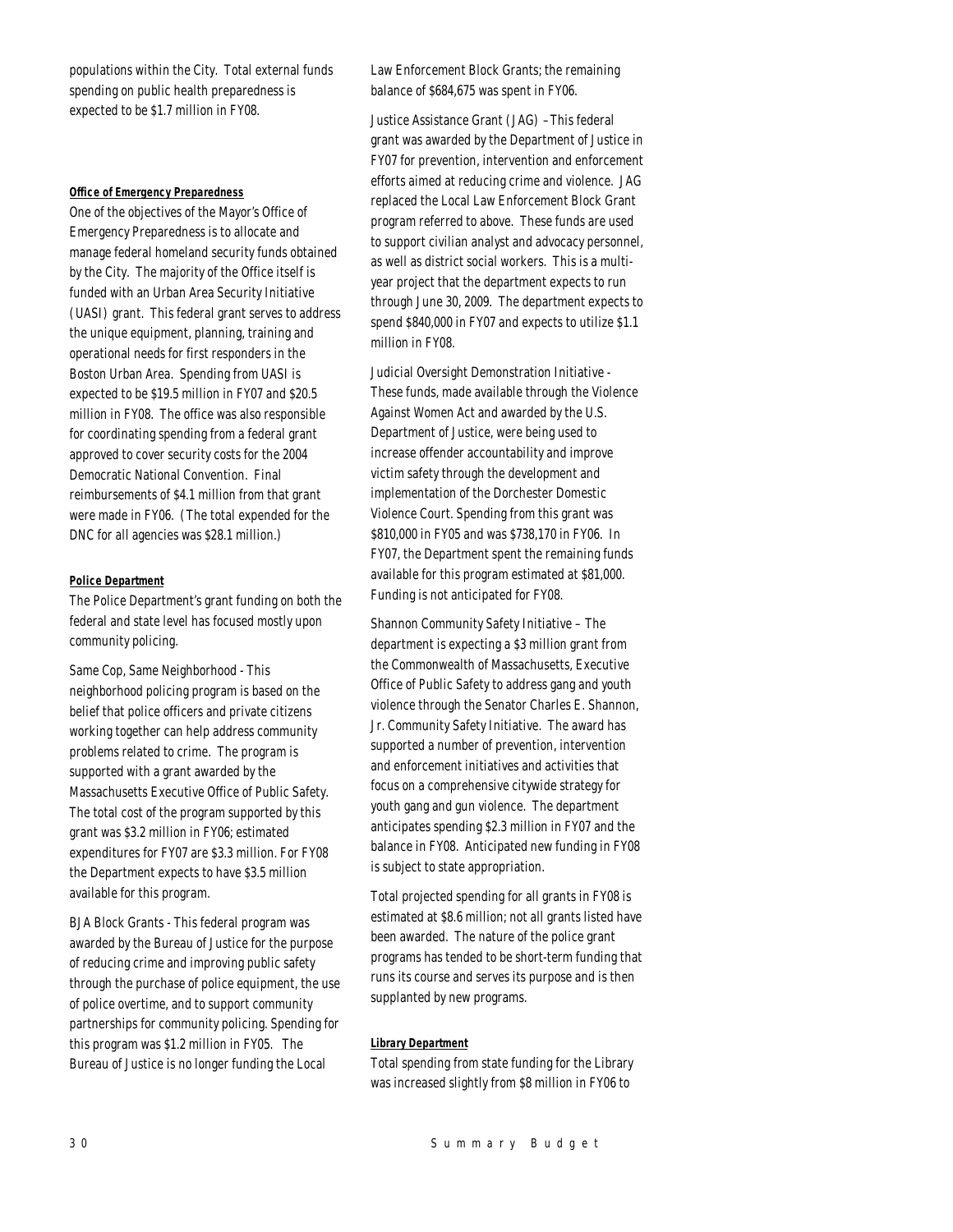populations within the City. Total external funds spending on public health preparedness is expected to be $1.7 million in FY08.

#### *Office of Emergency Preparedness*

One of the objectives of the Mayor's Office of Emergency Preparedness is to allocate and manage federal homeland security funds obtained by the City. The majority of the Office itself is funded with an Urban Area Security Initiative (UASI) grant. This federal grant serves to address the unique equipment, planning, training and operational needs for first responders in the Boston Urban Area. Spending from UASI is expected to be $19.5 million in FY07 and $20.5 million in FY08. The office was also responsible for coordinating spending from a federal grant approved to cover security costs for the 2004 Democratic National Convention. Final reimbursements of $4.1 million from that grant were made in FY06. (The total expended for the DNC for all agencies was $28.1 million.)

#### *Police Department*

The Police Department's grant funding on both the federal and state level has focused mostly upon community policing.

Same Cop, Same Neighborhood - This neighborhood policing program is based on the belief that police officers and private citizens working together can help address community problems related to crime. The program is supported with a grant awarded by the Massachusetts Executive Office of Public Safety. The total cost of the program supported by this grant was $3.2 million in FY06; estimated expenditures for FY07 are $3.3 million. For FY08 the Department expects to have $3.5 million available for this program.

BJA Block Grants - This federal program was awarded by the Bureau of Justice for the purpose of reducing crime and improving public safety through the purchase of police equipment, the use of police overtime, and to support community partnerships for community policing. Spending for this program was $1.2 million in FY05. The Bureau of Justice is no longer funding the Local Law Enforcement Block Grants; the remaining balance of $684,675 was spent in FY06.

Justice Assistance Grant (JAG) – This federal grant was awarded by the Department of Justice in FY07 for prevention, intervention and enforcement efforts aimed at reducing crime and violence. JAG replaced the Local Law Enforcement Block Grant program referred to above. These funds are used to support civilian analyst and advocacy personnel, as well as district social workers. This is a multi-year project that the department expects to run through June 30, 2009. The department expects to spend $840,000 in FY07 and expects to utilize $1.1 million in FY08.

Judicial Oversight Demonstration Initiative - These funds, made available through the Violence Against Women Act and awarded by the U.S. Department of Justice, were being used to increase offender accountability and improve victim safety through the development and implementation of the Dorchester Domestic Violence Court. Spending from this grant was $810,000 in FY05 and was $738,170 in FY06. In FY07, the Department spent the remaining funds available for this program estimated at $81,000. Funding is not anticipated for FY08.

Shannon Community Safety Initiative – The department is expecting a $3 million grant from the Commonwealth of Massachusetts, Executive Office of Public Safety to address gang and youth violence through the Senator Charles E. Shannon, Jr. Community Safety Initiative. The award has supported a number of prevention, intervention and enforcement initiatives and activities that focus on a comprehensive citywide strategy for youth gang and gun violence. The department anticipates spending $2.3 million in FY07 and the balance in FY08. Anticipated new funding in FY08 is subject to state appropriation.

Total projected spending for all grants in FY08 is estimated at $8.6 million; not all grants listed have been awarded. The nature of the police grant programs has tended to be short-term funding that runs its course and serves its purpose and is then supplanted by new programs.

#### *Library Department*

Total spending from state funding for the Library was increased slightly from $8 million in FY06 to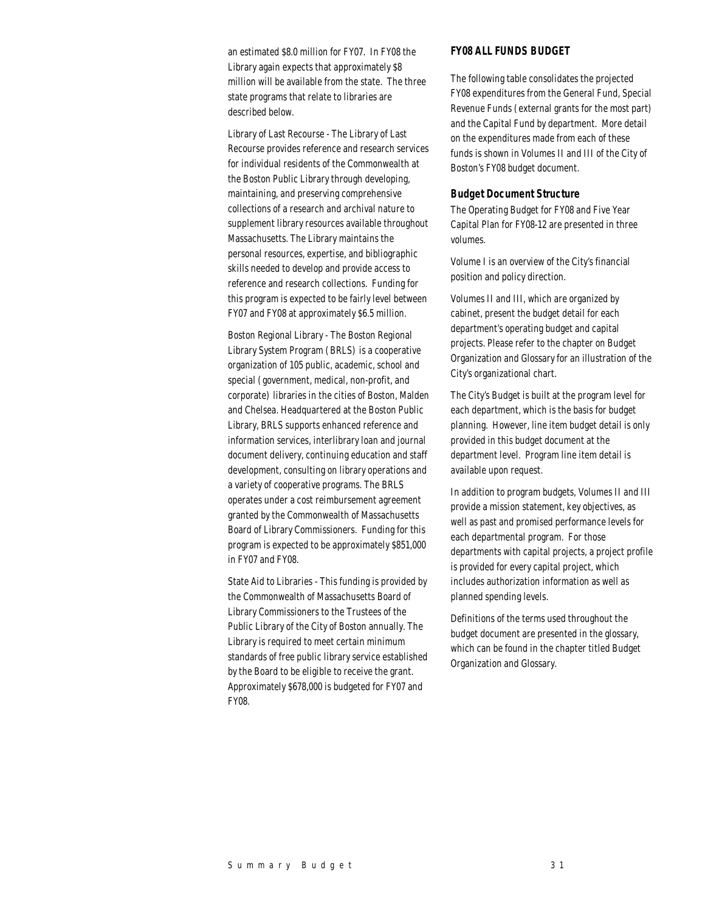an estimated $8.0 million for FY07. In FY08 the Library again expects that approximately $8 million will be available from the state. The three state programs that relate to libraries are described below.

Library of Last Recourse - The Library of Last Recourse provides reference and research services for individual residents of the Commonwealth at the Boston Public Library through developing, maintaining, and preserving comprehensive collections of a research and archival nature to supplement library resources available throughout Massachusetts. The Library maintains the personal resources, expertise, and bibliographic skills needed to develop and provide access to reference and research collections. Funding for this program is expected to be fairly level between FY07 and FY08 at approximately $6.5 million.

Boston Regional Library - The Boston Regional Library System Program (BRLS) is a cooperative organization of 105 public, academic, school and special (government, medical, non-profit, and corporate) libraries in the cities of Boston, Malden and Chelsea. Headquartered at the Boston Public Library, BRLS supports enhanced reference and information services, interlibrary loan and journal document delivery, continuing education and staff development, consulting on library operations and a variety of cooperative programs. The BRLS operates under a cost reimbursement agreement granted by the Commonwealth of Massachusetts Board of Library Commissioners. Funding for this program is expected to be approximately $851,000 in FY07 and FY08.

State Aid to Libraries - This funding is provided by the Commonwealth of Massachusetts Board of Library Commissioners to the Trustees of the Public Library of the City of Boston annually. The Library is required to meet certain minimum standards of free public library service established by the Board to be eligible to receive the grant. Approximately $678,000 is budgeted for FY07 and FY08.

## FY08 ALL FUNDS BUDGET

The following table consolidates the projected FY08 expenditures from the General Fund, Special Revenue Funds (external grants for the most part) and the Capital Fund by department. More detail on the expenditures made from each of these funds is shown in Volumes II and III of the City of Boston's FY08 budget document.

### Budget Document Structure

The Operating Budget for FY08 and Five Year Capital Plan for FY08-12 are presented in three volumes.

Volume I is an overview of the City's financial position and policy direction.

Volumes II and III, which are organized by cabinet, present the budget detail for each department's operating budget and capital projects. Please refer to the chapter on Budget Organization and Glossary for an illustration of the City's organizational chart.

The City's Budget is built at the program level for each department, which is the basis for budget planning. However, line item budget detail is only provided in this budget document at the department level. Program line item detail is available upon request.

In addition to program budgets, Volumes II and III provide a mission statement, key objectives, as well as past and promised performance levels for each departmental program. For those departments with capital projects, a project profile is provided for every capital project, which includes authorization information as well as planned spending levels.

Definitions of the terms used throughout the budget document are presented in the glossary, which can be found in the chapter titled Budget Organization and Glossary.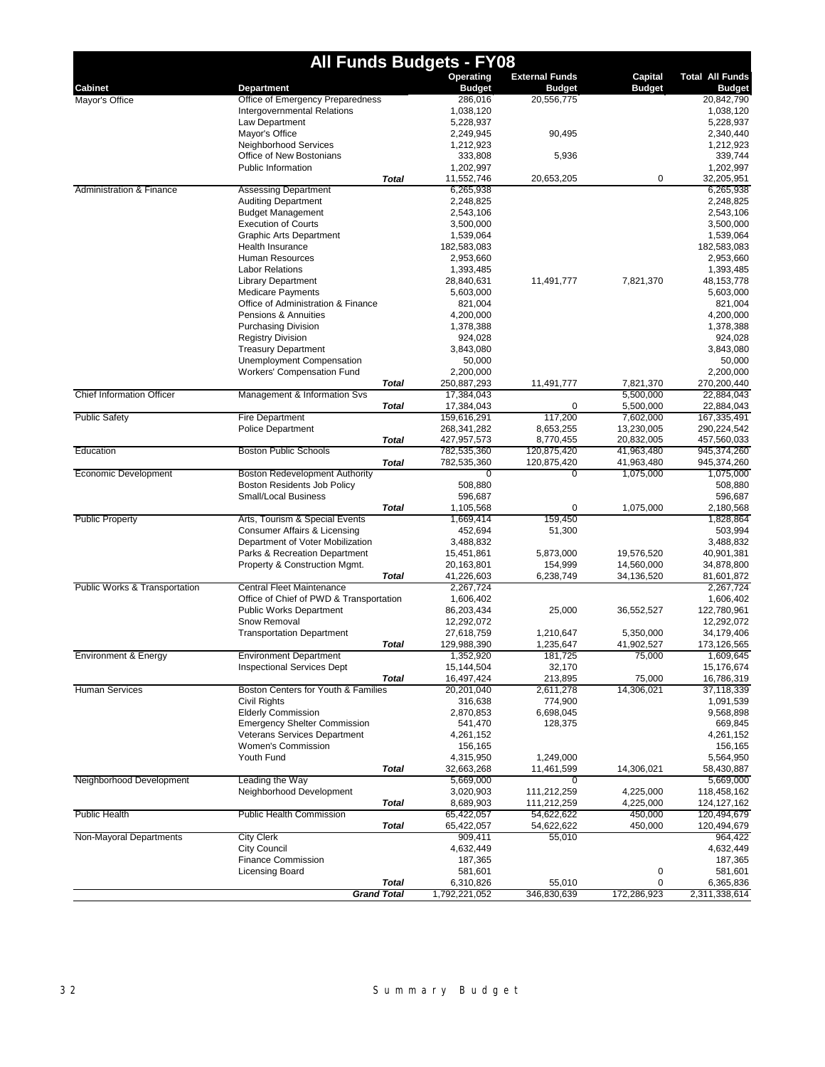# All Funds Budgets - FY08

| Cabinet | Department | Operating Budget | External Funds Budget | Capital Budget | Total All Funds Budget |
|---|---|---|---|---|---|
| Mayor's Office | Office of Emergency Preparedness | 286,016 | 20,556,775 | | 20,842,790 |
| | Intergovernmental Relations | 1,038,120 | | | 1,038,120 |
| | Law Department | 5,228,937 | | | 5,228,937 |
| | Mayor's Office | 2,249,945 | 90,495 | | 2,340,440 |
| | Neighborhood Services | 1,212,923 | | | 1,212,923 |
| | Office of New Bostonians | 333,808 | 5,936 | | 339,744 |
| | Public Information | 1,202,997 | | | 1,202,997 |
| | ***Total*** | 11,552,746 | 20,653,205 | 0 | 32,205,951 |
| Administration & Finance | Assessing Department | 6,265,938 | | | 6,265,938 |
| | Auditing Department | 2,248,825 | | | 2,248,825 |
| | Budget Management | 2,543,106 | | | 2,543,106 |
| | Execution of Courts | 3,500,000 | | | 3,500,000 |
| | Graphic Arts Department | 1,539,064 | | | 1,539,064 |
| | Health Insurance | 182,583,083 | | | 182,583,083 |
| | Human Resources | 2,953,660 | | | 2,953,660 |
| | Labor Relations | 1,393,485 | | | 1,393,485 |
| | Library Department | 28,840,631 | 11,491,777 | 7,821,370 | 48,153,778 |
| | Medicare Payments | 5,603,000 | | | 5,603,000 |
| | Office of Administration & Finance | 821,004 | | | 821,004 |
| | Pensions & Annuities | 4,200,000 | | | 4,200,000 |
| | Purchasing Division | 1,378,388 | | | 1,378,388 |
| | Registry Division | 924,028 | | | 924,028 |
| | Treasury Department | 3,843,080 | | | 3,843,080 |
| | Unemployment Compensation | 50,000 | | | 50,000 |
| | Workers' Compensation Fund | 2,200,000 | | | 2,200,000 |
| | ***Total*** | 250,887,293 | 11,491,777 | 7,821,370 | 270,200,440 |
| Chief Information Officer | Management & Information Svs | 17,384,043 | | 5,500,000 | 22,884,043 |
| | ***Total*** | 17,384,043 | 0 | 5,500,000 | 22,884,043 |
| Public Safety | Fire Department | 159,616,291 | 117,200 | 7,602,000 | 167,335,491 |
| | Police Department | 268,341,282 | 8,653,255 | 13,230,005 | 290,224,542 |
| | ***Total*** | 427,957,573 | 8,770,455 | 20,832,005 | 457,560,033 |
| Education | Boston Public Schools | 782,535,360 | 120,875,420 | 41,963,480 | 945,374,260 |
| | ***Total*** | 782,535,360 | 120,875,420 | 41,963,480 | 945,374,260 |
| Economic Development | Boston Redevelopment Authority | 0 | 0 | 1,075,000 | 1,075,000 |
| | Boston Residents Job Policy | 508,880 | | | 508,880 |
| | Small/Local Business | 596,687 | | | 596,687 |
| | ***Total*** | 1,105,568 | 0 | 1,075,000 | 2,180,568 |
| Public Property | Arts, Tourism & Special Events | 1,669,414 | 159,450 | | 1,828,864 |
| | Consumer Affairs & Licensing | 452,694 | 51,300 | | 503,994 |
| | Department of Voter Mobilization | 3,488,832 | | | 3,488,832 |
| | Parks & Recreation Department | 15,451,861 | 5,873,000 | 19,576,520 | 40,901,381 |
| | Property & Construction Mgmt. | 20,163,801 | 154,999 | 14,560,000 | 34,878,800 |
| | ***Total*** | 41,226,603 | 6,238,749 | 34,136,520 | 81,601,872 |
| Public Works & Transportation | Central Fleet Maintenance | 2,267,724 | | | 2,267,724 |
| | Office of Chief of PWD & Transportation | 1,606,402 | | | 1,606,402 |
| | Public Works Department | 86,203,434 | 25,000 | 36,552,527 | 122,780,961 |
| | Snow Removal | 12,292,072 | | | 12,292,072 |
| | Transportation Department | 27,618,759 | 1,210,647 | 5,350,000 | 34,179,406 |
| | ***Total*** | 129,988,390 | 1,235,647 | 41,902,527 | 173,126,565 |
| Environment & Energy | Environment Department | 1,352,920 | 181,725 | 75,000 | 1,609,645 |
| | Inspectional Services Dept | 15,144,504 | 32,170 | | 15,176,674 |
| | ***Total*** | 16,497,424 | 213,895 | 75,000 | 16,786,319 |
| Human Services | Boston Centers for Youth & Families | 20,201,040 | 2,611,278 | 14,306,021 | 37,118,339 |
| | Civil Rights | 316,638 | 774,900 | | 1,091,539 |
| | Elderly Commission | 2,870,853 | 6,698,045 | | 9,568,898 |
| | Emergency Shelter Commission | 541,470 | 128,375 | | 669,845 |
| | Veterans Services Department | 4,261,152 | | | 4,261,152 |
| | Women's Commission | 156,165 | | | 156,165 |
| | Youth Fund | 4,315,950 | 1,249,000 | | 5,564,950 |
| | ***Total*** | 32,663,268 | 11,461,599 | 14,306,021 | 58,430,887 |
| Neighborhood Development | Leading the Way | 5,669,000 | 0 | | 5,669,000 |
| | Neighborhood Development | 3,020,903 | 111,212,259 | 4,225,000 | 118,458,162 |
| | ***Total*** | 8,689,903 | 111,212,259 | 4,225,000 | 124,127,162 |
| Public Health | Public Health Commission | 65,422,057 | 54,622,622 | 450,000 | 120,494,679 |
| | ***Total*** | 65,422,057 | 54,622,622 | 450,000 | 120,494,679 |
| Non-Mayoral Departments | City Clerk | 909,411 | 55,010 | | 964,422 |
| | City Council | 4,632,449 | | | 4,632,449 |
| | Finance Commission | 187,365 | | | 187,365 |
| | Licensing Board | 581,601 | | 0 | 581,601 |
| | ***Total*** | 6,310,826 | 55,010 | 0 | 6,365,836 |
| | ***Grand Total*** | 1,792,221,052 | 346,830,639 | 172,286,923 | 2,311,338,614 |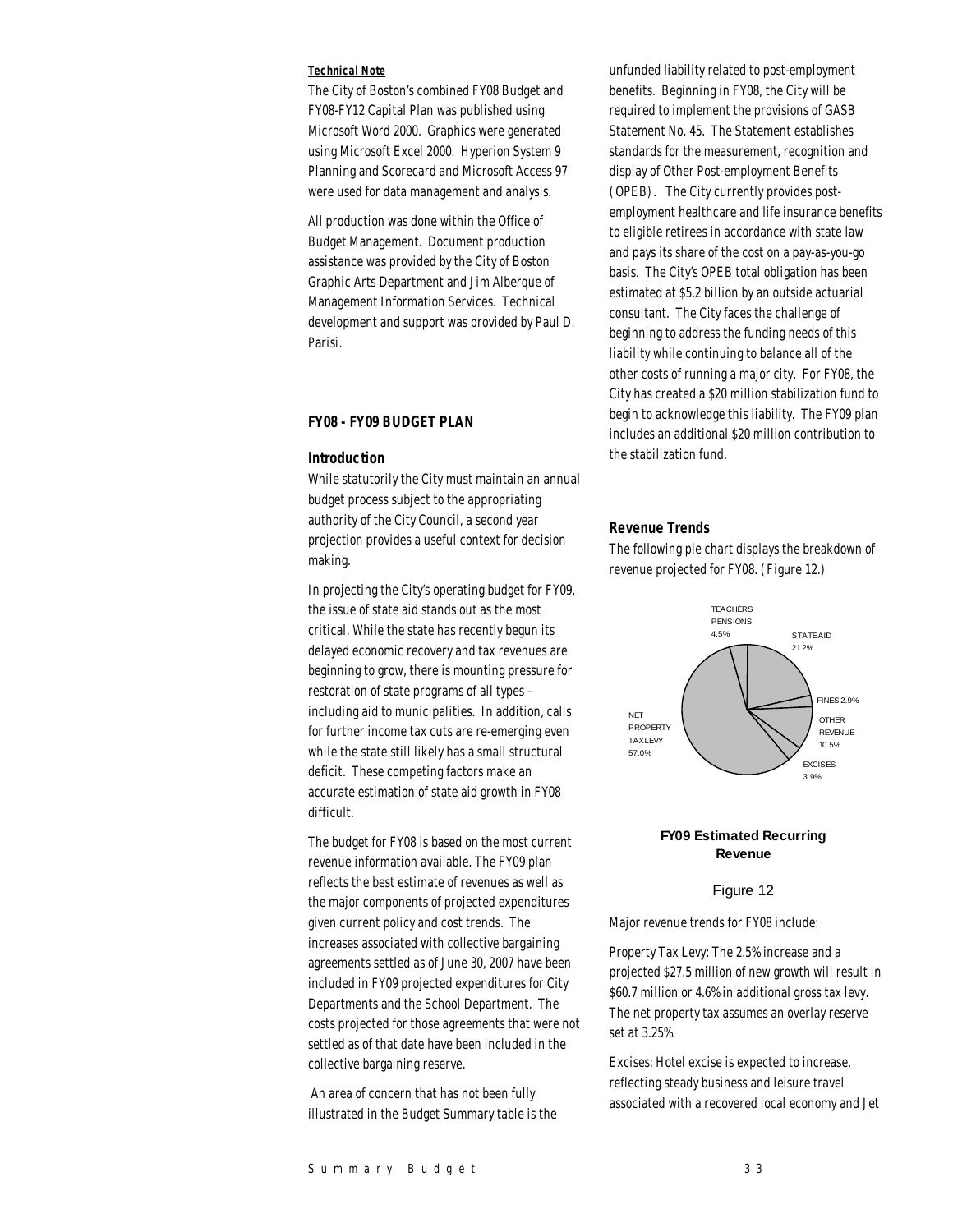***Technical Note***

The City of Boston's combined FY08 Budget and FY08-FY12 Capital Plan was published using Microsoft Word 2000. Graphics were generated using Microsoft Excel 2000. Hyperion System 9 Planning and Scorecard and Microsoft Access 97 were used for data management and analysis.

All production was done within the Office of Budget Management. Document production assistance was provided by the City of Boston Graphic Arts Department and Jim Alberque of Management Information Services. Technical development and support was provided by Paul D. Parisi.

## FY08 - FY09 BUDGET PLAN

### Introduction

While statutorily the City must maintain an annual budget process subject to the appropriating authority of the City Council, a second year projection provides a useful context for decision making.

In projecting the City's operating budget for FY09, the issue of state aid stands out as the most critical. While the state has recently begun its delayed economic recovery and tax revenues are beginning to grow, there is mounting pressure for restoration of state programs of all types – including aid to municipalities. In addition, calls for further income tax cuts are re-emerging even while the state still likely has a small structural deficit. These competing factors make an accurate estimation of state aid growth in FY08 difficult.

The budget for FY08 is based on the most current revenue information available. The FY09 plan reflects the best estimate of revenues as well as the major components of projected expenditures given current policy and cost trends. The increases associated with collective bargaining agreements settled as of June 30, 2007 have been included in FY09 projected expenditures for City Departments and the School Department. The costs projected for those agreements that were not settled as of that date have been included in the collective bargaining reserve.

An area of concern that has not been fully illustrated in the Budget Summary table is the unfunded liability related to post-employment benefits. Beginning in FY08, the City will be required to implement the provisions of GASB Statement No. 45. The Statement establishes standards for the measurement, recognition and display of Other Post-employment Benefits (OPEB). The City currently provides post-employment healthcare and life insurance benefits to eligible retirees in accordance with state law and pays its share of the cost on a pay-as-you-go basis. The City's OPEB total obligation has been estimated at $5.2 billion by an outside actuarial consultant. The City faces the challenge of beginning to address the funding needs of this liability while continuing to balance all of the other costs of running a major city. For FY08, the City has created a $20 million stabilization fund to begin to acknowledge this liability. The FY09 plan includes an additional $20 million contribution to the stabilization fund.

### Revenue Trends

The following pie chart displays the breakdown of revenue projected for FY08. (Figure 12.)

| Category | Share |
|---|---|
| Teachers Pensions | 4.5% |
| State Aid | 21.2% |
| Fines | 2.9% |
| Other Revenue | 10.5% |
| Excises | 3.9% |
| Net Property Tax Levy | 57.0% |

**FY09 Estimated Recurring Revenue**

Figure 12

Major revenue trends for FY08 include:

Property Tax Levy: The 2.5% increase and a projected $27.5 million of new growth will result in $60.7 million or 4.6% in additional gross tax levy. The net property tax assumes an overlay reserve set at 3.25%.

Excises: Hotel excise is expected to increase, reflecting steady business and leisure travel associated with a recovered local economy and Jet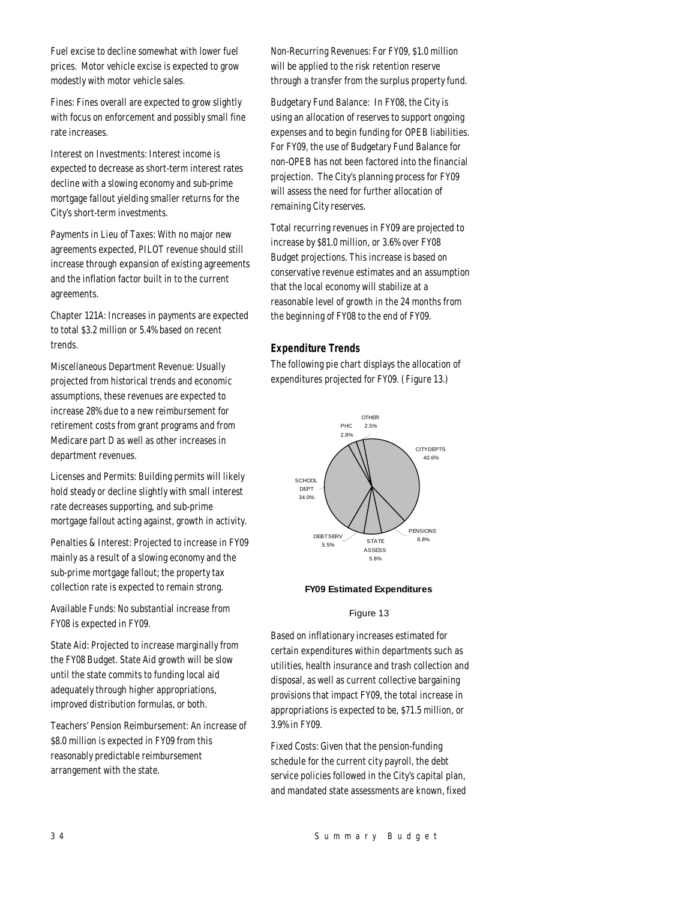Fuel excise to decline somewhat with lower fuel prices. Motor vehicle excise is expected to grow modestly with motor vehicle sales.

Fines: Fines overall are expected to grow slightly with focus on enforcement and possibly small fine rate increases.

Interest on Investments: Interest income is expected to decrease as short-term interest rates decline with a slowing economy and sub-prime mortgage fallout yielding smaller returns for the City's short-term investments.

Payments in Lieu of Taxes: With no major new agreements expected, PILOT revenue should still increase through expansion of existing agreements and the inflation factor built in to the current agreements.

Chapter 121A: Increases in payments are expected to total $3.2 million or 5.4% based on recent trends.

Miscellaneous Department Revenue: Usually projected from historical trends and economic assumptions, these revenues are expected to increase 28% due to a new reimbursement for retirement costs from grant programs and from Medicare part D as well as other increases in department revenues.

Licenses and Permits: Building permits will likely hold steady or decline slightly with small interest rate decreases supporting, and sub-prime mortgage fallout acting against, growth in activity.

Penalties & Interest: Projected to increase in FY09 mainly as a result of a slowing economy and the sub-prime mortgage fallout; the property tax collection rate is expected to remain strong.

Available Funds: No substantial increase from FY08 is expected in FY09.

State Aid: Projected to increase marginally from the FY08 Budget. State Aid growth will be slow until the state commits to funding local aid adequately through higher appropriations, improved distribution formulas, or both.

Teachers' Pension Reimbursement: An increase of $8.0 million is expected in FY09 from this reasonably predictable reimbursement arrangement with the state.

Non-Recurring Revenues: For FY09, $1.0 million will be applied to the risk retention reserve through a transfer from the surplus property fund.

Budgetary Fund Balance: In FY08, the City is using an allocation of reserves to support ongoing expenses and to begin funding for OPEB liabilities. For FY09, the use of Budgetary Fund Balance for non-OPEB has not been factored into the financial projection. The City's planning process for FY09 will assess the need for further allocation of remaining City reserves.

Total recurring revenues in FY09 are projected to increase by $81.0 million, or 3.6% over FY08 Budget projections. This increase is based on conservative revenue estimates and an assumption that the local economy will stabilize at a reasonable level of growth in the 24 months from the beginning of FY08 to the end of FY09.

### *Expenditure Trends*

The following pie chart displays the allocation of expenditures projected for FY09. (Figure 13.)

| Category | Share |
|---|---|
| CITY DEPTS | 40.6% |
| SCHOOL DEPT | 34.0% |
| PENSIONS | 8.8% |
| STATE ASSESS | 5.8% |
| DEBT SERV | 5.5% |
| PHC | 2.8% |
| OTHER | 2.5% |

**FY09 Estimated Expenditures**

Figure 13

Based on inflationary increases estimated for certain expenditures within departments such as utilities, health insurance and trash collection and disposal, as well as current collective bargaining provisions that impact FY09, the total increase in appropriations is expected to be, $71.5 million, or 3.9% in FY09.

Fixed Costs: Given that the pension-funding schedule for the current city payroll, the debt service policies followed in the City's capital plan, and mandated state assessments are known, fixed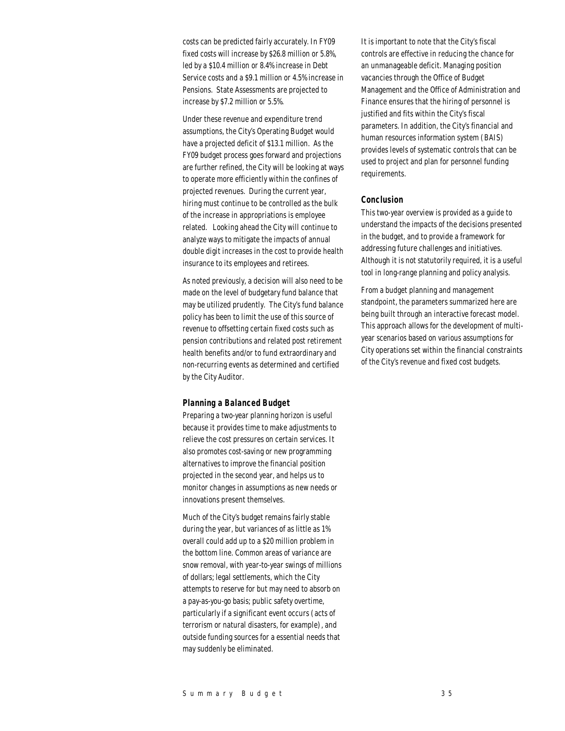costs can be predicted fairly accurately. In FY09 fixed costs will increase by $26.8 million or 5.8%, led by a $10.4 million or 8.4% increase in Debt Service costs and a $9.1 million or 4.5% increase in Pensions. State Assessments are projected to increase by $7.2 million or 5.5%.

Under these revenue and expenditure trend assumptions, the City's Operating Budget would have a projected deficit of $13.1 million. As the FY09 budget process goes forward and projections are further refined, the City will be looking at ways to operate more efficiently within the confines of projected revenues. During the current year, hiring must continue to be controlled as the bulk of the increase in appropriations is employee related. Looking ahead the City will continue to analyze ways to mitigate the impacts of annual double digit increases in the cost to provide health insurance to its employees and retirees.

As noted previously, a decision will also need to be made on the level of budgetary fund balance that may be utilized prudently. The City's fund balance policy has been to limit the use of this source of revenue to offsetting certain fixed costs such as pension contributions and related post retirement health benefits and/or to fund extraordinary and non-recurring events as determined and certified by the City Auditor.

### Planning a Balanced Budget

Preparing a two-year planning horizon is useful because it provides time to make adjustments to relieve the cost pressures on certain services. It also promotes cost-saving or new programming alternatives to improve the financial position projected in the second year, and helps us to monitor changes in assumptions as new needs or innovations present themselves.

Much of the City's budget remains fairly stable during the year, but variances of as little as 1% overall could add up to a $20 million problem in the bottom line. Common areas of variance are snow removal, with year-to-year swings of millions of dollars; legal settlements, which the City attempts to reserve for but may need to absorb on a pay-as-you-go basis; public safety overtime, particularly if a significant event occurs (acts of terrorism or natural disasters, for example), and outside funding sources for a essential needs that may suddenly be eliminated.

It is important to note that the City's fiscal controls are effective in reducing the chance for an unmanageable deficit. Managing position vacancies through the Office of Budget Management and the Office of Administration and Finance ensures that the hiring of personnel is justified and fits within the City's fiscal parameters. In addition, the City's financial and human resources information system (BAIS) provides levels of systematic controls that can be used to project and plan for personnel funding requirements.

### Conclusion

This two-year overview is provided as a guide to understand the impacts of the decisions presented in the budget, and to provide a framework for addressing future challenges and initiatives. Although it is not statutorily required, it is a useful tool in long-range planning and policy analysis.

From a budget planning and management standpoint, the parameters summarized here are being built through an interactive forecast model. This approach allows for the development of multi-year scenarios based on various assumptions for City operations set within the financial constraints of the City's revenue and fixed cost budgets.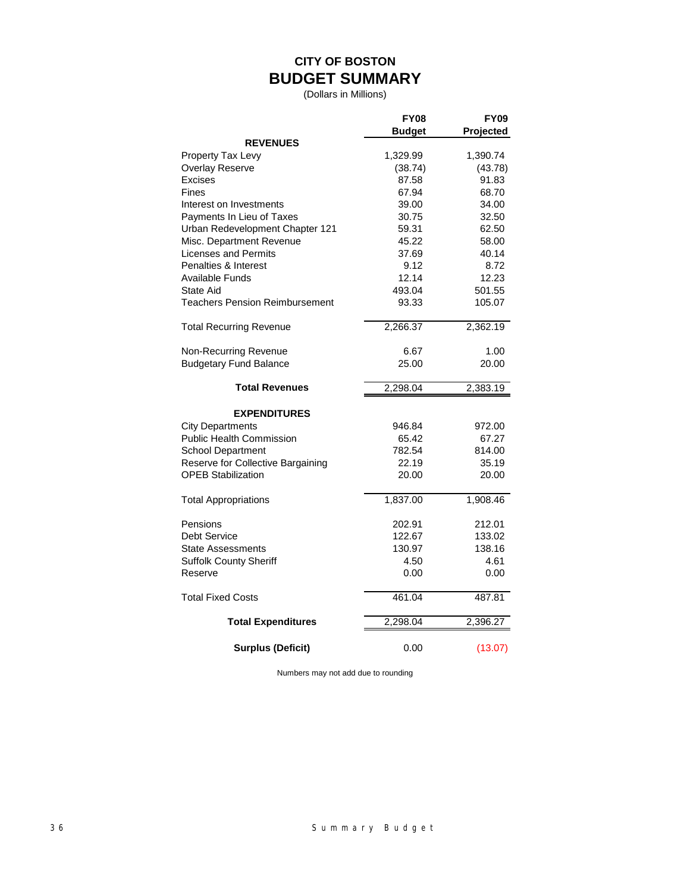# CITY OF BOSTON
## BUDGET SUMMARY

(Dollars in Millions)

| | FY08 Budget | FY09 Projected |
|---|---|---|
| **REVENUES** | | |
| Property Tax Levy | 1,329.99 | 1,390.74 |
| Overlay Reserve | (38.74) | (43.78) |
| Excises | 87.58 | 91.83 |
| Fines | 67.94 | 68.70 |
| Interest on Investments | 39.00 | 34.00 |
| Payments In Lieu of Taxes | 30.75 | 32.50 |
| Urban Redevelopment Chapter 121 | 59.31 | 62.50 |
| Misc. Department Revenue | 45.22 | 58.00 |
| Licenses and Permits | 37.69 | 40.14 |
| Penalties & Interest | 9.12 | 8.72 |
| Available Funds | 12.14 | 12.23 |
| State Aid | 493.04 | 501.55 |
| Teachers Pension Reimbursement | 93.33 | 105.07 |
| Total Recurring Revenue | 2,266.37 | 2,362.19 |
| Non-Recurring Revenue | 6.67 | 1.00 |
| Budgetary Fund Balance | 25.00 | 20.00 |
| **Total Revenues** | 2,298.04 | 2,383.19 |
| **EXPENDITURES** | | |
| City Departments | 946.84 | 972.00 |
| Public Health Commission | 65.42 | 67.27 |
| School Department | 782.54 | 814.00 |
| Reserve for Collective Bargaining | 22.19 | 35.19 |
| OPEB Stabilization | 20.00 | 20.00 |
| Total Appropriations | 1,837.00 | 1,908.46 |
| Pensions | 202.91 | 212.01 |
| Debt Service | 122.67 | 133.02 |
| State Assessments | 130.97 | 138.16 |
| Suffolk County Sheriff | 4.50 | 4.61 |
| Reserve | 0.00 | 0.00 |
| Total Fixed Costs | 461.04 | 487.81 |
| **Total Expenditures** | 2,298.04 | 2,396.27 |
| **Surplus (Deficit)** | 0.00 | (13.07) |

Numbers may not add due to rounding